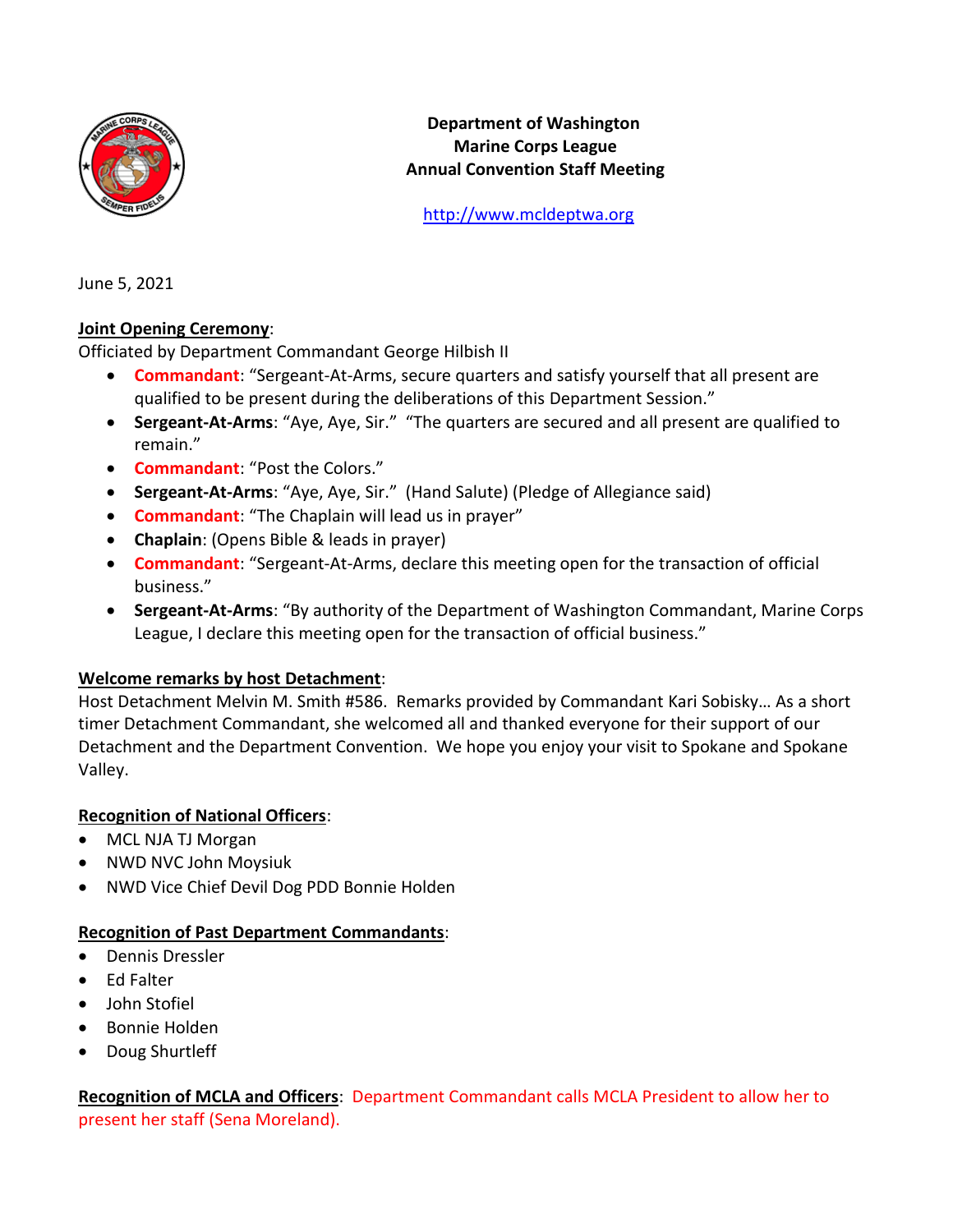**Department of Washington**
**Marine Corps League**
**Annual Convention Staff Meeting**

http://www.mcldeptwa.org

June 5, 2021

**Joint Opening Ceremony**:
Officiated by Department Commandant George Hilbish II

- **Commandant**: "Sergeant-At-Arms, secure quarters and satisfy yourself that all present are qualified to be present during the deliberations of this Department Session."
- **Sergeant-At-Arms**: "Aye, Aye, Sir." "The quarters are secured and all present are qualified to remain."
- **Commandant**: "Post the Colors."
- **Sergeant-At-Arms**: "Aye, Aye, Sir." (Hand Salute) (Pledge of Allegiance said)
- **Commandant**: "The Chaplain will lead us in prayer"
- **Chaplain**: (Opens Bible & leads in prayer)
- **Commandant**: "Sergeant-At-Arms, declare this meeting open for the transaction of official business."
- **Sergeant-At-Arms**: "By authority of the Department of Washington Commandant, Marine Corps League, I declare this meeting open for the transaction of official business."

**Welcome remarks by host Detachment**:
Host Detachment Melvin M. Smith #586. Remarks provided by Commandant Kari Sobisky… As a short timer Detachment Commandant, she welcomed all and thanked everyone for their support of our Detachment and the Department Convention. We hope you enjoy your visit to Spokane and Spokane Valley.

**Recognition of National Officers**:

- MCL NJA TJ Morgan
- NWD NVC John Moysiuk
- NWD Vice Chief Devil Dog PDD Bonnie Holden

**Recognition of Past Department Commandants**:

- Dennis Dressler
- Ed Falter
- John Stofiel
- Bonnie Holden
- Doug Shurtleff

**Recognition of MCLA and Officers**: Department Commandant calls MCLA President to allow her to present her staff (Sena Moreland).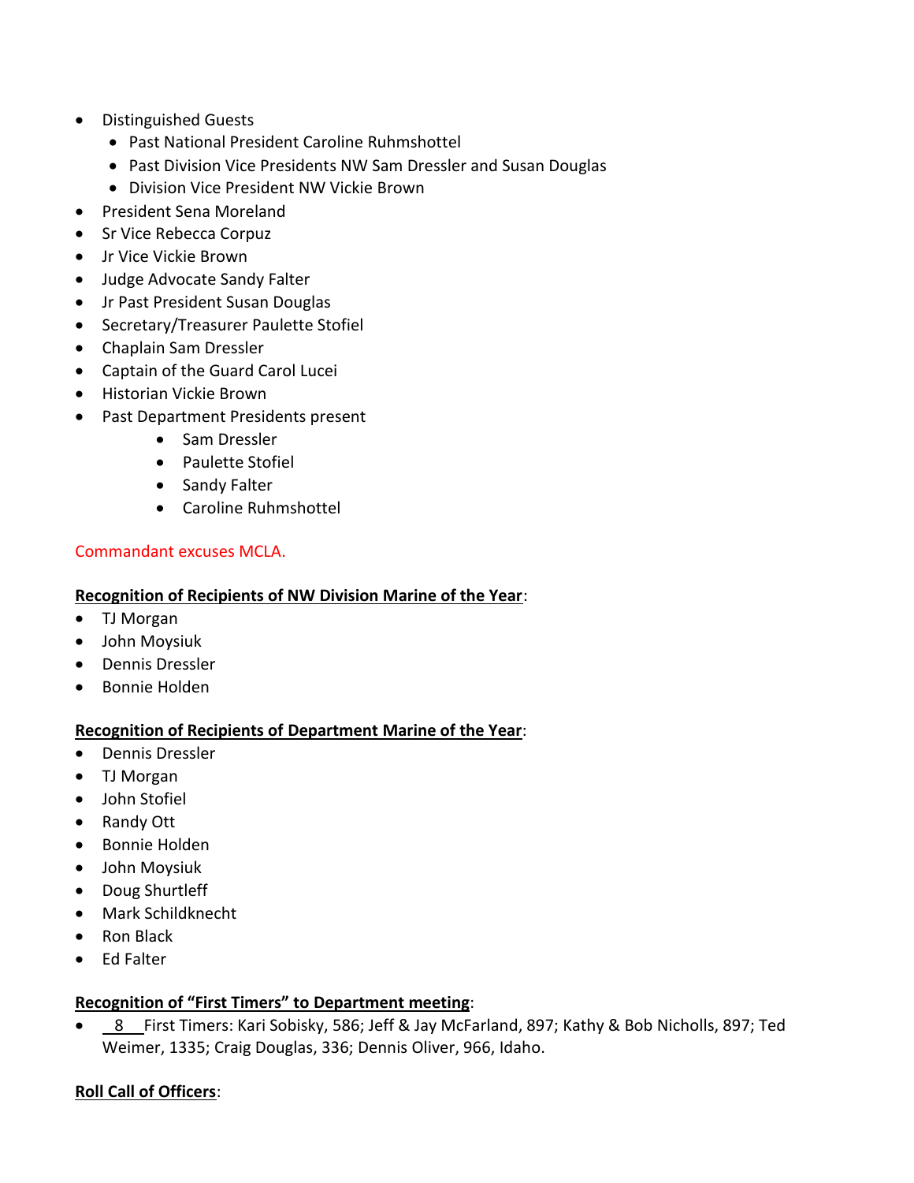- Distinguished Guests
  - Past National President Caroline Ruhmshottel
  - Past Division Vice Presidents NW Sam Dressler and Susan Douglas
  - Division Vice President NW Vickie Brown
- President Sena Moreland
- Sr Vice Rebecca Corpuz
- Jr Vice Vickie Brown
- Judge Advocate Sandy Falter
- Jr Past President Susan Douglas
- Secretary/Treasurer Paulette Stofiel
- Chaplain Sam Dressler
- Captain of the Guard Carol Lucei
- Historian Vickie Brown
- Past Department Presidents present
  - Sam Dressler
  - Paulette Stofiel
  - Sandy Falter
  - Caroline Ruhmshottel

Commandant excuses MCLA.

**Recognition of Recipients of NW Division Marine of the Year**:

- TJ Morgan
- John Moysiuk
- Dennis Dressler
- Bonnie Holden

**Recognition of Recipients of Department Marine of the Year**:

- Dennis Dressler
- TJ Morgan
- John Stofiel
- Randy Ott
- Bonnie Holden
- John Moysiuk
- Doug Shurtleff
- Mark Schildknecht
- Ron Black
- Ed Falter

**Recognition of "First Timers" to Department meeting**:

- 8 First Timers: Kari Sobisky, 586; Jeff & Jay McFarland, 897; Kathy & Bob Nicholls, 897; Ted Weimer, 1335; Craig Douglas, 336; Dennis Oliver, 966, Idaho.

**Roll Call of Officers**: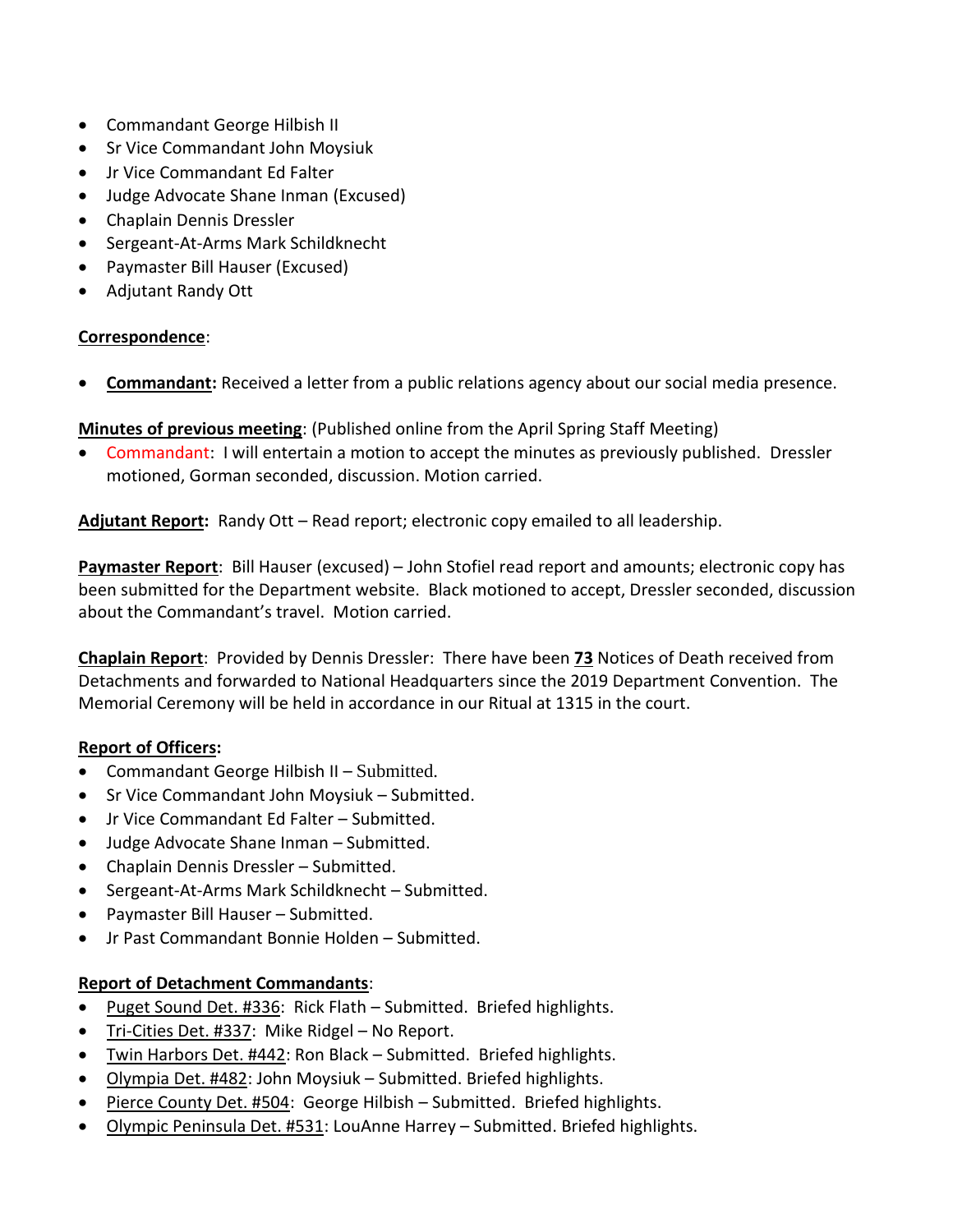- Commandant George Hilbish II
- Sr Vice Commandant John Moysiuk
- Jr Vice Commandant Ed Falter
- Judge Advocate Shane Inman (Excused)
- Chaplain Dennis Dressler
- Sergeant-At-Arms Mark Schildknecht
- Paymaster Bill Hauser (Excused)
- Adjutant Randy Ott

**Correspondence**:

- **Commandant:** Received a letter from a public relations agency about our social media presence.

**Minutes of previous meeting**: (Published online from the April Spring Staff Meeting)

- Commandant: I will entertain a motion to accept the minutes as previously published. Dressler motioned, Gorman seconded, discussion. Motion carried.

**Adjutant Report:** Randy Ott – Read report; electronic copy emailed to all leadership.

**Paymaster Report**: Bill Hauser (excused) – John Stofiel read report and amounts; electronic copy has been submitted for the Department website. Black motioned to accept, Dressler seconded, discussion about the Commandant's travel. Motion carried.

**Chaplain Report**: Provided by Dennis Dressler: There have been **73** Notices of Death received from Detachments and forwarded to National Headquarters since the 2019 Department Convention. The Memorial Ceremony will be held in accordance in our Ritual at 1315 in the court.

**Report of Officers:**

- Commandant George Hilbish II – Submitted.
- Sr Vice Commandant John Moysiuk – Submitted.
- Jr Vice Commandant Ed Falter – Submitted.
- Judge Advocate Shane Inman – Submitted.
- Chaplain Dennis Dressler – Submitted.
- Sergeant-At-Arms Mark Schildknecht – Submitted.
- Paymaster Bill Hauser – Submitted.
- Jr Past Commandant Bonnie Holden – Submitted.

**Report of Detachment Commandants**:

- Puget Sound Det. #336: Rick Flath – Submitted. Briefed highlights.
- Tri-Cities Det. #337: Mike Ridgel – No Report.
- Twin Harbors Det. #442: Ron Black – Submitted. Briefed highlights.
- Olympia Det. #482: John Moysiuk – Submitted. Briefed highlights.
- Pierce County Det. #504: George Hilbish – Submitted. Briefed highlights.
- Olympic Peninsula Det. #531: LouAnne Harrey – Submitted. Briefed highlights.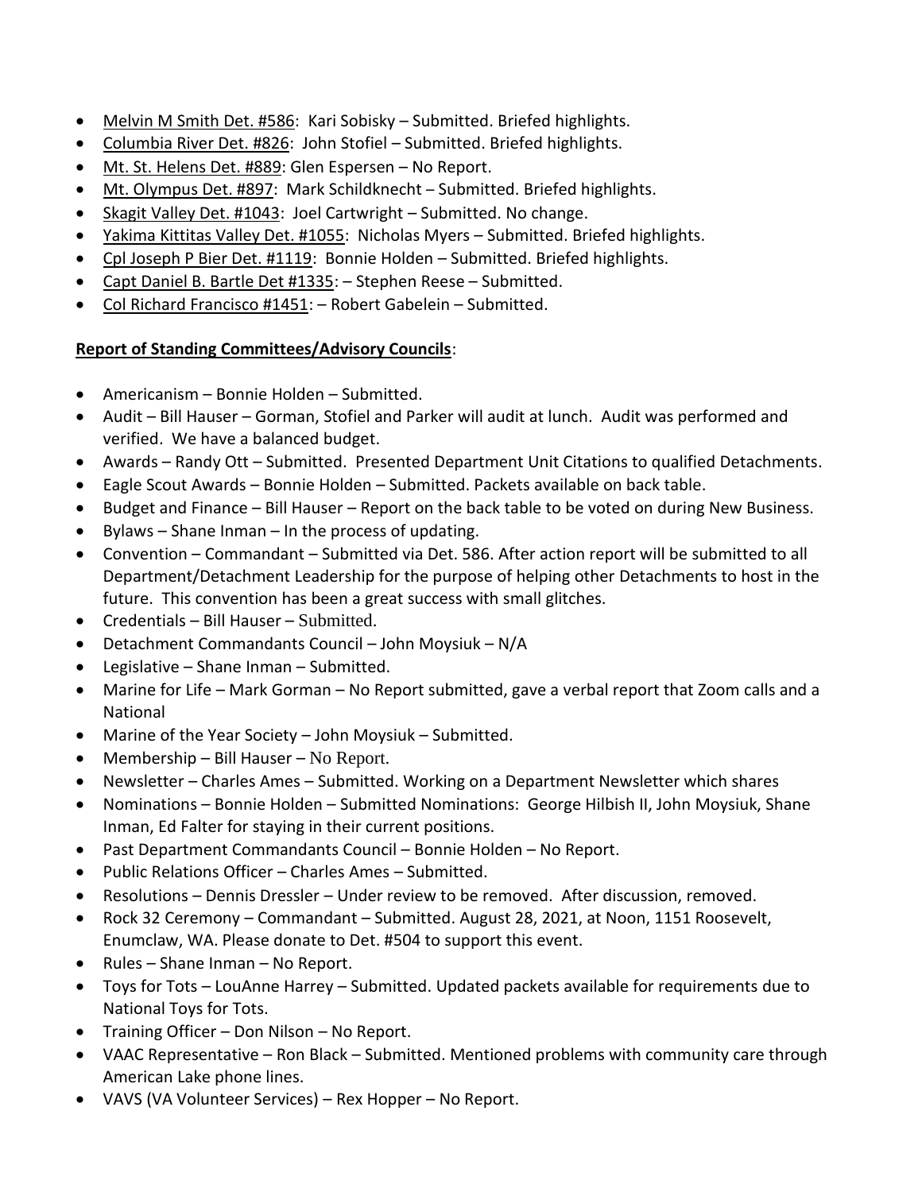- Melvin M Smith Det. #586: Kari Sobisky – Submitted. Briefed highlights.
- Columbia River Det. #826: John Stofiel – Submitted. Briefed highlights.
- Mt. St. Helens Det. #889: Glen Espersen – No Report.
- Mt. Olympus Det. #897: Mark Schildknecht – Submitted. Briefed highlights.
- Skagit Valley Det. #1043: Joel Cartwright – Submitted. No change.
- Yakima Kittitas Valley Det. #1055: Nicholas Myers – Submitted. Briefed highlights.
- Cpl Joseph P Bier Det. #1119: Bonnie Holden – Submitted. Briefed highlights.
- Capt Daniel B. Bartle Det #1335: – Stephen Reese – Submitted.
- Col Richard Francisco #1451: – Robert Gabelein – Submitted.

**Report of Standing Committees/Advisory Councils**:

- Americanism – Bonnie Holden – Submitted.
- Audit – Bill Hauser – Gorman, Stofiel and Parker will audit at lunch. Audit was performed and verified. We have a balanced budget.
- Awards – Randy Ott – Submitted. Presented Department Unit Citations to qualified Detachments.
- Eagle Scout Awards – Bonnie Holden – Submitted. Packets available on back table.
- Budget and Finance – Bill Hauser – Report on the back table to be voted on during New Business.
- Bylaws – Shane Inman – In the process of updating.
- Convention – Commandant – Submitted via Det. 586. After action report will be submitted to all Department/Detachment Leadership for the purpose of helping other Detachments to host in the future. This convention has been a great success with small glitches.
- Credentials – Bill Hauser – Submitted.
- Detachment Commandants Council – John Moysiuk – N/A
- Legislative – Shane Inman – Submitted.
- Marine for Life – Mark Gorman – No Report submitted, gave a verbal report that Zoom calls and a National
- Marine of the Year Society – John Moysiuk – Submitted.
- Membership – Bill Hauser – No Report.
- Newsletter – Charles Ames – Submitted. Working on a Department Newsletter which shares
- Nominations – Bonnie Holden – Submitted Nominations: George Hilbish II, John Moysiuk, Shane Inman, Ed Falter for staying in their current positions.
- Past Department Commandants Council – Bonnie Holden – No Report.
- Public Relations Officer – Charles Ames – Submitted.
- Resolutions – Dennis Dressler – Under review to be removed. After discussion, removed.
- Rock 32 Ceremony – Commandant – Submitted. August 28, 2021, at Noon, 1151 Roosevelt, Enumclaw, WA. Please donate to Det. #504 to support this event.
- Rules – Shane Inman – No Report.
- Toys for Tots – LouAnne Harrey – Submitted. Updated packets available for requirements due to National Toys for Tots.
- Training Officer – Don Nilson – No Report.
- VAAC Representative – Ron Black – Submitted. Mentioned problems with community care through American Lake phone lines.
- VAVS (VA Volunteer Services) – Rex Hopper – No Report.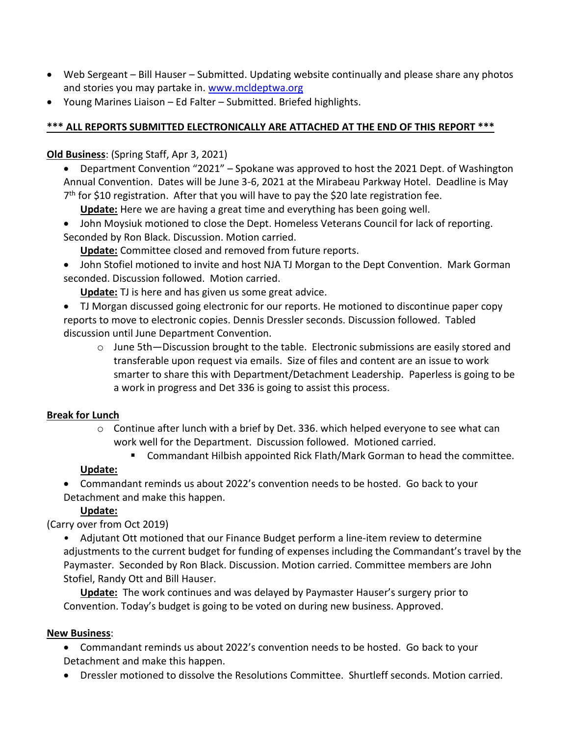- Web Sergeant – Bill Hauser – Submitted. Updating website continually and please share any photos and stories you may partake in. www.mcldeptwa.org
- Young Marines Liaison – Ed Falter – Submitted. Briefed highlights.

**\*\*\* ALL REPORTS SUBMITTED ELECTRONICALLY ARE ATTACHED AT THE END OF THIS REPORT \*\*\***

**Old Business**: (Spring Staff, Apr 3, 2021)

- Department Convention "2021" – Spokane was approved to host the 2021 Dept. of Washington Annual Convention. Dates will be June 3-6, 2021 at the Mirabeau Parkway Hotel. Deadline is May 7th for $10 registration. After that you will have to pay the $20 late registration fee.

  **Update:** Here we are having a great time and everything has been going well.
- John Moysiuk motioned to close the Dept. Homeless Veterans Council for lack of reporting. Seconded by Ron Black. Discussion. Motion carried.

  **Update:** Committee closed and removed from future reports.
- John Stofiel motioned to invite and host NJA TJ Morgan to the Dept Convention. Mark Gorman seconded. Discussion followed. Motion carried.

  **Update:** TJ is here and has given us some great advice.
- TJ Morgan discussed going electronic for our reports. He motioned to discontinue paper copy reports to move to electronic copies. Dennis Dressler seconds. Discussion followed. Tabled discussion until June Department Convention.
  - June 5th—Discussion brought to the table. Electronic submissions are easily stored and transferable upon request via emails. Size of files and content are an issue to work smarter to share this with Department/Detachment Leadership. Paperless is going to be a work in progress and Det 336 is going to assist this process.

**Break for Lunch**

  - Continue after lunch with a brief by Det. 336. which helped everyone to see what can work well for the Department. Discussion followed. Motioned carried.
    - Commandant Hilbish appointed Rick Flath/Mark Gorman to head the committee.

  **Update:**

- Commandant reminds us about 2022's convention needs to be hosted. Go back to your Detachment and make this happen.

  **Update:**

(Carry over from Oct 2019)

- Adjutant Ott motioned that our Finance Budget perform a line-item review to determine adjustments to the current budget for funding of expenses including the Commandant's travel by the Paymaster. Seconded by Ron Black. Discussion. Motion carried. Committee members are John Stofiel, Randy Ott and Bill Hauser.

  **Update:** The work continues and was delayed by Paymaster Hauser's surgery prior to Convention. Today's budget is going to be voted on during new business. Approved.

**New Business**:

- Commandant reminds us about 2022's convention needs to be hosted. Go back to your Detachment and make this happen.
- Dressler motioned to dissolve the Resolutions Committee. Shurtleff seconds. Motion carried.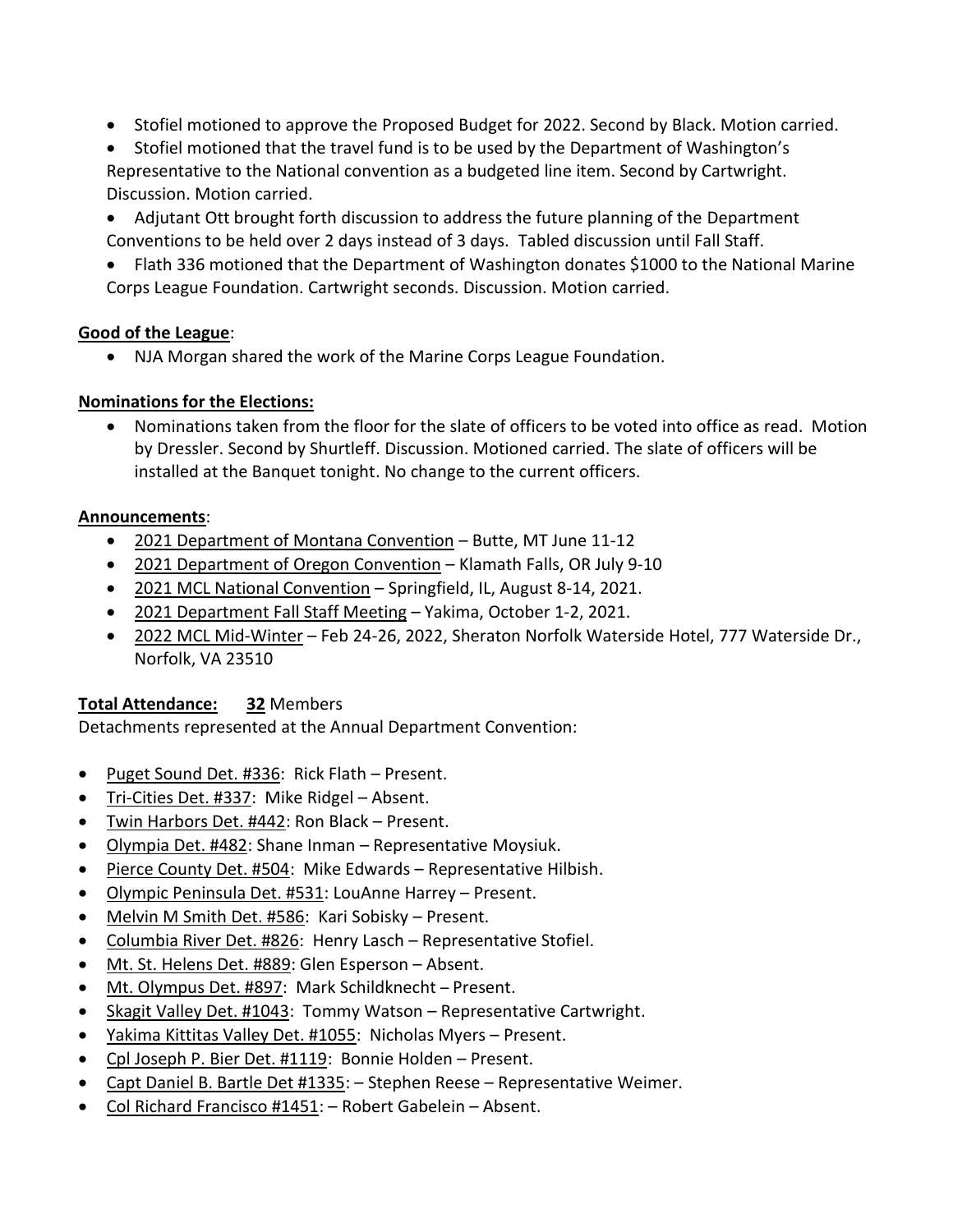- Stofiel motioned to approve the Proposed Budget for 2022. Second by Black. Motion carried.
- Stofiel motioned that the travel fund is to be used by the Department of Washington's Representative to the National convention as a budgeted line item. Second by Cartwright. Discussion. Motion carried.
- Adjutant Ott brought forth discussion to address the future planning of the Department Conventions to be held over 2 days instead of 3 days. Tabled discussion until Fall Staff.
- Flath 336 motioned that the Department of Washington donates $1000 to the National Marine Corps League Foundation. Cartwright seconds. Discussion. Motion carried.

**Good of the League**:

- NJA Morgan shared the work of the Marine Corps League Foundation.

**Nominations for the Elections:**

- Nominations taken from the floor for the slate of officers to be voted into office as read. Motion by Dressler. Second by Shurtleff. Discussion. Motioned carried. The slate of officers will be installed at the Banquet tonight. No change to the current officers.

**Announcements**:

- 2021 Department of Montana Convention – Butte, MT June 11-12
- 2021 Department of Oregon Convention – Klamath Falls, OR July 9-10
- 2021 MCL National Convention – Springfield, IL, August 8-14, 2021.
- 2021 Department Fall Staff Meeting – Yakima, October 1-2, 2021.
- 2022 MCL Mid-Winter – Feb 24-26, 2022, Sheraton Norfolk Waterside Hotel, 777 Waterside Dr., Norfolk, VA 23510

**Total Attendance: 32** Members

Detachments represented at the Annual Department Convention:

- Puget Sound Det. #336: Rick Flath – Present.
- Tri-Cities Det. #337: Mike Ridgel – Absent.
- Twin Harbors Det. #442: Ron Black – Present.
- Olympia Det. #482: Shane Inman – Representative Moysiuk.
- Pierce County Det. #504: Mike Edwards – Representative Hilbish.
- Olympic Peninsula Det. #531: LouAnne Harrey – Present.
- Melvin M Smith Det. #586: Kari Sobisky – Present.
- Columbia River Det. #826: Henry Lasch – Representative Stofiel.
- Mt. St. Helens Det. #889: Glen Esperson – Absent.
- Mt. Olympus Det. #897: Mark Schildknecht – Present.
- Skagit Valley Det. #1043: Tommy Watson – Representative Cartwright.
- Yakima Kittitas Valley Det. #1055: Nicholas Myers – Present.
- Cpl Joseph P. Bier Det. #1119: Bonnie Holden – Present.
- Capt Daniel B. Bartle Det #1335: – Stephen Reese – Representative Weimer.
- Col Richard Francisco #1451: – Robert Gabelein – Absent.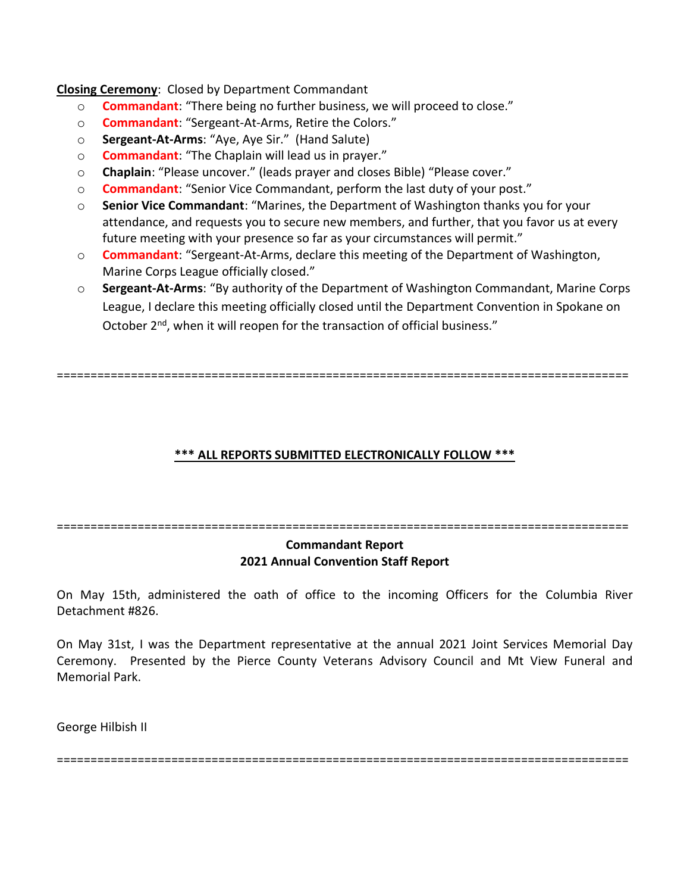**Closing Ceremony**: Closed by Department Commandant

- **Commandant**: "There being no further business, we will proceed to close."
- **Commandant**: "Sergeant-At-Arms, Retire the Colors."
- **Sergeant-At-Arms**: "Aye, Aye Sir." (Hand Salute)
- **Commandant**: "The Chaplain will lead us in prayer."
- **Chaplain**: "Please uncover." (leads prayer and closes Bible) "Please cover."
- **Commandant**: "Senior Vice Commandant, perform the last duty of your post."
- **Senior Vice Commandant**: "Marines, the Department of Washington thanks you for your attendance, and requests you to secure new members, and further, that you favor us at every future meeting with your presence so far as your circumstances will permit."
- **Commandant**: "Sergeant-At-Arms, declare this meeting of the Department of Washington, Marine Corps League officially closed."
- **Sergeant-At-Arms**: "By authority of the Department of Washington Commandant, Marine Corps League, I declare this meeting officially closed until the Department Convention in Spokane on October 2nd, when it will reopen for the transaction of official business."

=====================================================================================

**\*\*\* ALL REPORTS SUBMITTED ELECTRONICALLY FOLLOW \*\*\***

=====================================================================================

**Commandant Report**
**2021 Annual Convention Staff Report**

On May 15th, administered the oath of office to the incoming Officers for the Columbia River Detachment #826.

On May 31st, I was the Department representative at the annual 2021 Joint Services Memorial Day Ceremony. Presented by the Pierce County Veterans Advisory Council and Mt View Funeral and Memorial Park.

George Hilbish II

=====================================================================================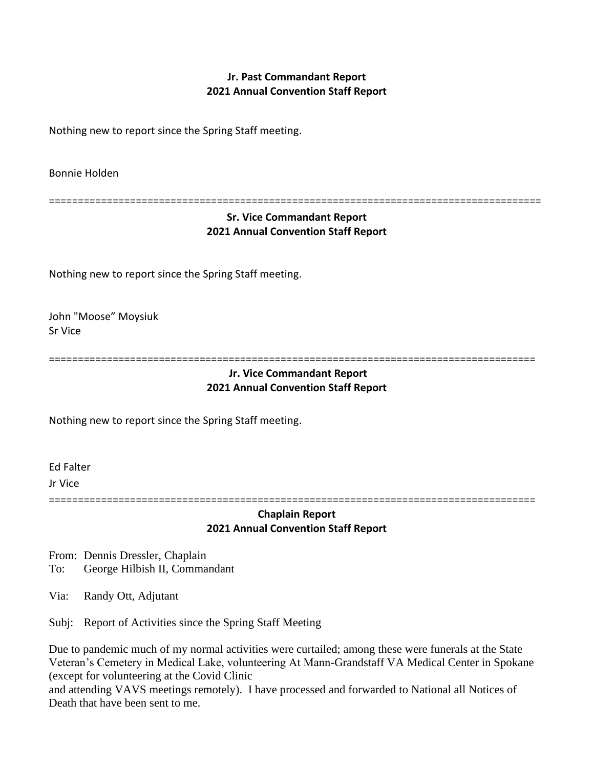**Jr. Past Commandant Report**
**2021 Annual Convention Staff Report**

Nothing new to report since the Spring Staff meeting.

Bonnie Holden

==================================================================================

**Sr. Vice Commandant Report**
**2021 Annual Convention Staff Report**

Nothing new to report since the Spring Staff meeting.

John "Moose" Moysiuk
Sr Vice

==================================================================================

**Jr. Vice Commandant Report**
**2021 Annual Convention Staff Report**

Nothing new to report since the Spring Staff meeting.

Ed Falter
Jr Vice

==================================================================================

**Chaplain Report**
**2021 Annual Convention Staff Report**

From: Dennis Dressler, Chaplain
To: George Hilbish II, Commandant

Via: Randy Ott, Adjutant

Subj: Report of Activities since the Spring Staff Meeting

Due to pandemic much of my normal activities were curtailed; among these were funerals at the State Veteran's Cemetery in Medical Lake, volunteering At Mann-Grandstaff VA Medical Center in Spokane (except for volunteering at the Covid Clinic
and attending VAVS meetings remotely). I have processed and forwarded to National all Notices of Death that have been sent to me.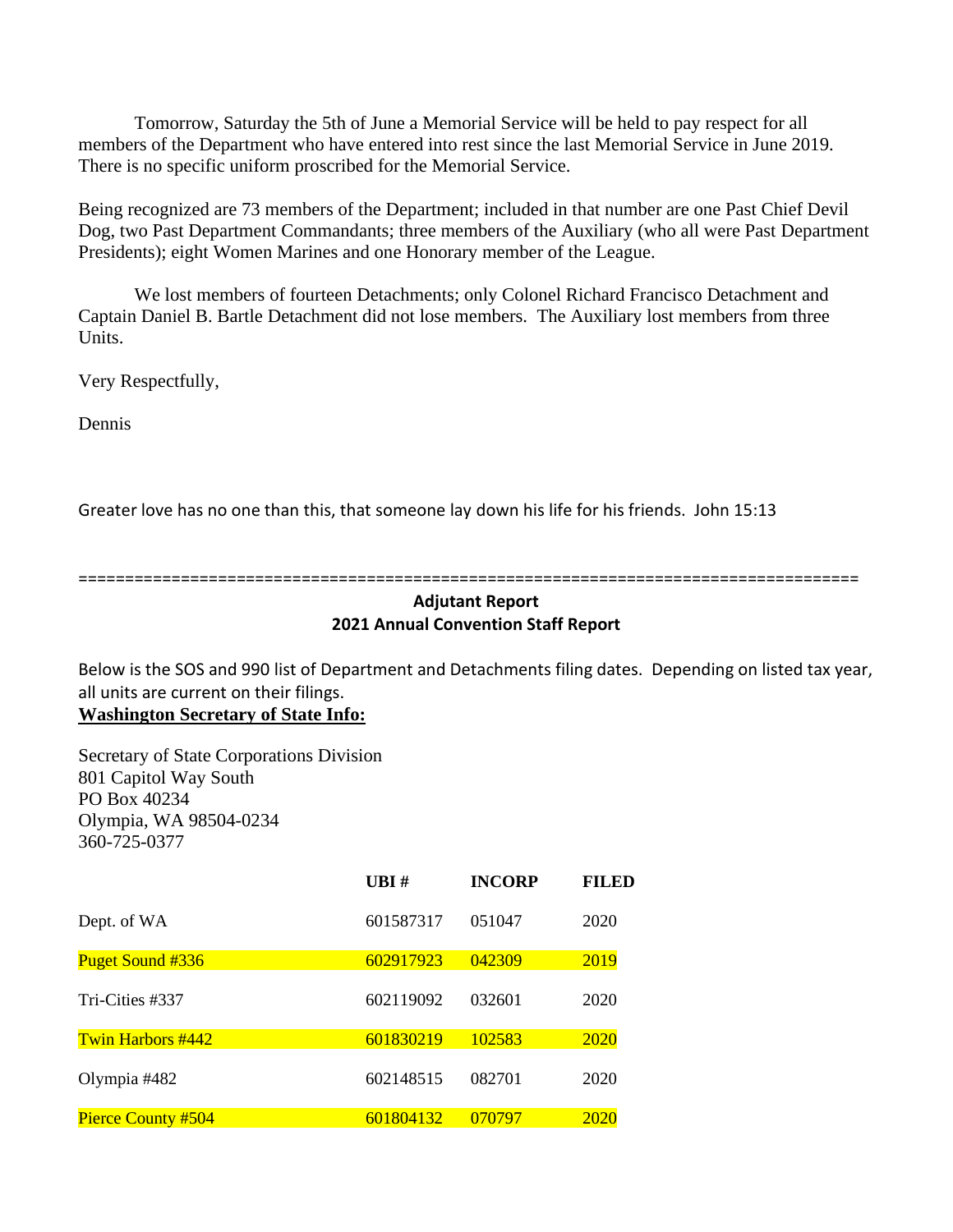Tomorrow, Saturday the 5th of June a Memorial Service will be held to pay respect for all members of the Department who have entered into rest since the last Memorial Service in June 2019. There is no specific uniform proscribed for the Memorial Service.

Being recognized are 73 members of the Department; included in that number are one Past Chief Devil Dog, two Past Department Commandants; three members of the Auxiliary (who all were Past Department Presidents); eight Women Marines and one Honorary member of the League.

We lost members of fourteen Detachments; only Colonel Richard Francisco Detachment and Captain Daniel B. Bartle Detachment did not lose members. The Auxiliary lost members from three Units.

Very Respectfully,

Dennis

Greater love has no one than this, that someone lay down his life for his friends. John 15:13

================================================================================

## Adjutant Report
## 2021 Annual Convention Staff Report

Below is the SOS and 990 list of Department and Detachments filing dates. Depending on listed tax year, all units are current on their filings.

**Washington Secretary of State Info:**

Secretary of State Corporations Division
801 Capitol Way South
PO Box 40234
Olympia, WA 98504-0234
360-725-0377

| | UBI # | INCORP | FILED |
|---|---|---|---|
| Dept. of WA | 601587317 | 051047 | 2020 |
| Puget Sound #336 | 602917923 | 042309 | 2019 |
| Tri-Cities #337 | 602119092 | 032601 | 2020 |
| Twin Harbors #442 | 601830219 | 102583 | 2020 |
| Olympia #482 | 602148515 | 082701 | 2020 |
| Pierce County #504 | 601804132 | 070797 | 2020 |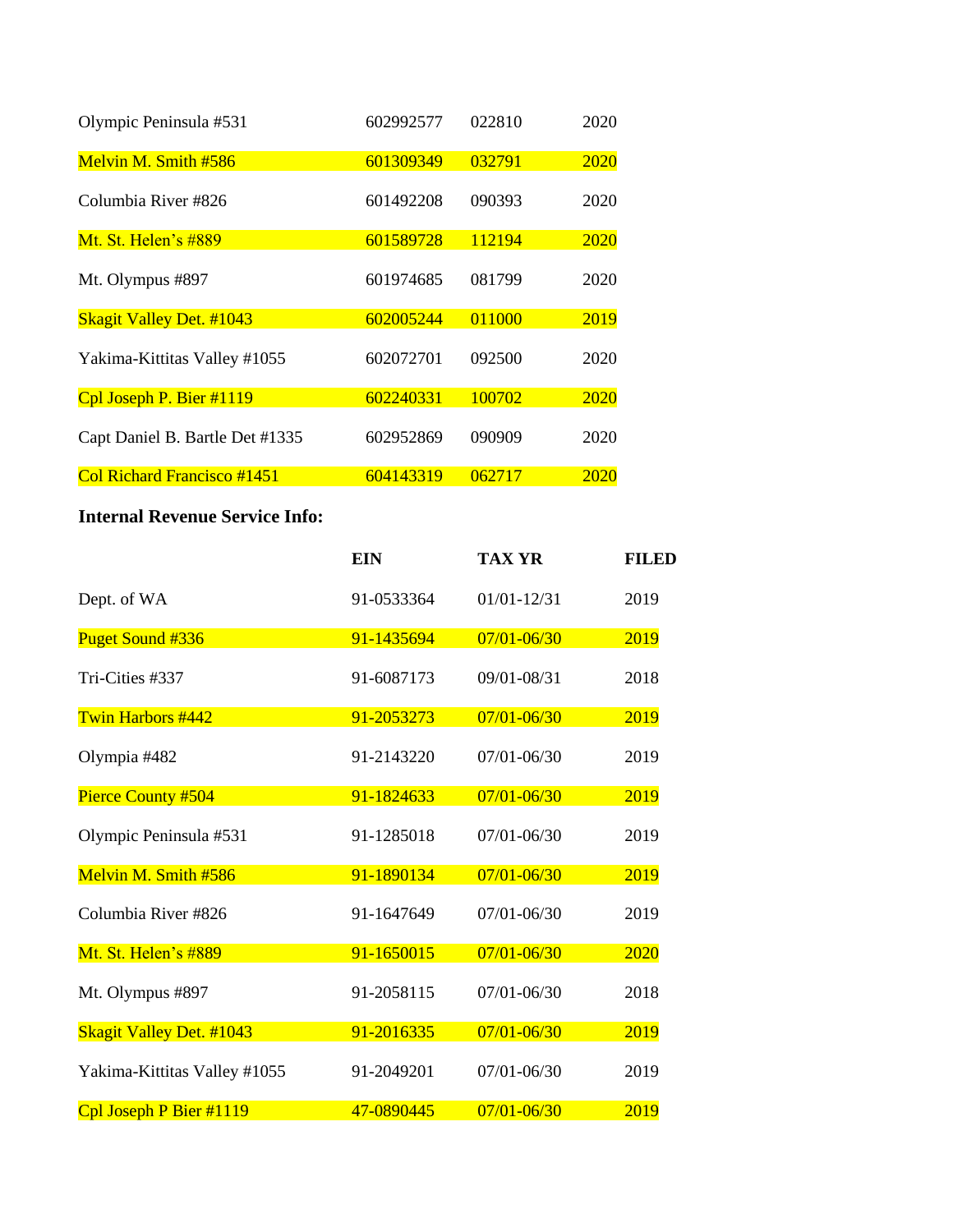| | | | |
|---|---|---|---|
| Olympic Peninsula #531 | 602992577 | 022810 | 2020 |
| Melvin M. Smith #586 | 601309349 | 032791 | 2020 |
| Columbia River #826 | 601492208 | 090393 | 2020 |
| Mt. St. Helen's #889 | 601589728 | 112194 | 2020 |
| Mt. Olympus #897 | 601974685 | 081799 | 2020 |
| Skagit Valley Det. #1043 | 602005244 | 011000 | 2019 |
| Yakima-Kittitas Valley #1055 | 602072701 | 092500 | 2020 |
| Cpl Joseph P. Bier #1119 | 602240331 | 100702 | 2020 |
| Capt Daniel B. Bartle Det #1335 | 602952869 | 090909 | 2020 |
| Col Richard Francisco #1451 | 604143319 | 062717 | 2020 |

**Internal Revenue Service Info:**

| | EIN | TAX YR | FILED |
|---|---|---|---|
| Dept. of WA | 91-0533364 | 01/01-12/31 | 2019 |
| Puget Sound #336 | 91-1435694 | 07/01-06/30 | 2019 |
| Tri-Cities #337 | 91-6087173 | 09/01-08/31 | 2018 |
| Twin Harbors #442 | 91-2053273 | 07/01-06/30 | 2019 |
| Olympia #482 | 91-2143220 | 07/01-06/30 | 2019 |
| Pierce County #504 | 91-1824633 | 07/01-06/30 | 2019 |
| Olympic Peninsula #531 | 91-1285018 | 07/01-06/30 | 2019 |
| Melvin M. Smith #586 | 91-1890134 | 07/01-06/30 | 2019 |
| Columbia River #826 | 91-1647649 | 07/01-06/30 | 2019 |
| Mt. St. Helen's #889 | 91-1650015 | 07/01-06/30 | 2020 |
| Mt. Olympus #897 | 91-2058115 | 07/01-06/30 | 2018 |
| Skagit Valley Det. #1043 | 91-2016335 | 07/01-06/30 | 2019 |
| Yakima-Kittitas Valley #1055 | 91-2049201 | 07/01-06/30 | 2019 |
| Cpl Joseph P Bier #1119 | 47-0890445 | 07/01-06/30 | 2019 |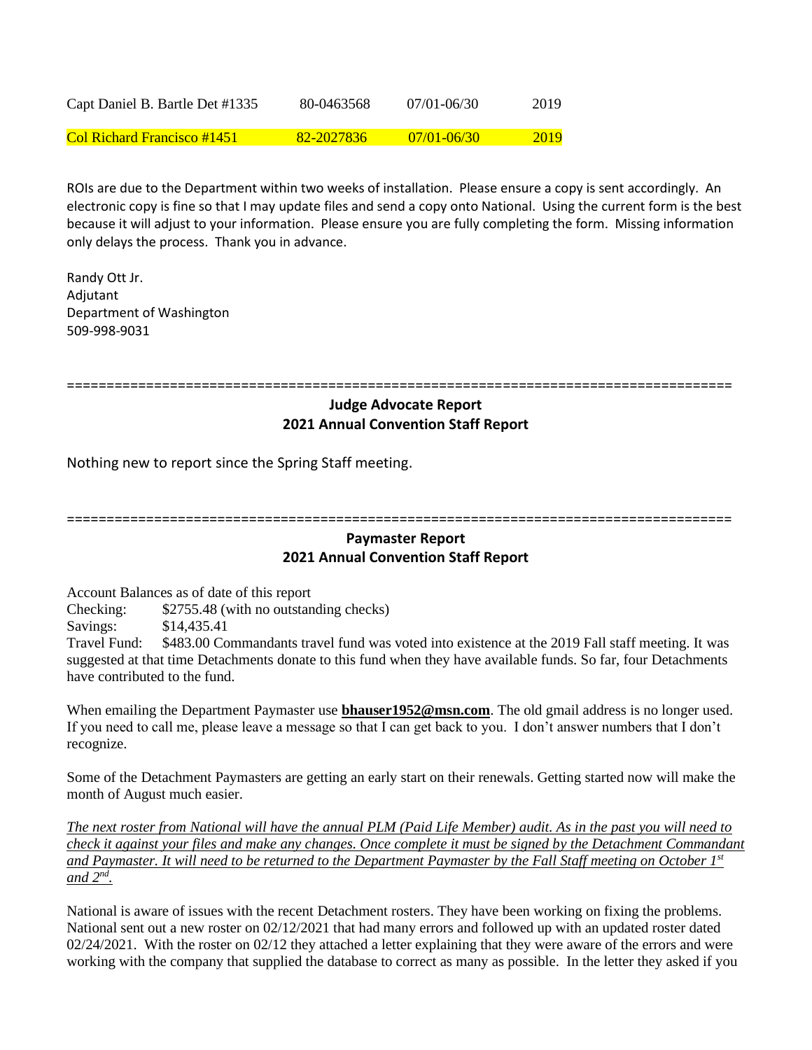| | | | |
|---|---|---|---|
| Capt Daniel B. Bartle Det #1335 | 80-0463568 | 07/01-06/30 | 2019 |
| Col Richard Francisco #1451 | 82-2027836 | 07/01-06/30 | 2019 |

ROIs are due to the Department within two weeks of installation. Please ensure a copy is sent accordingly. An electronic copy is fine so that I may update files and send a copy onto National. Using the current form is the best because it will adjust to your information. Please ensure you are fully completing the form. Missing information only delays the process. Thank you in advance.

Randy Ott Jr.
Adjutant
Department of Washington
509-998-9031

==================================================================================

**Judge Advocate Report**
**2021 Annual Convention Staff Report**

Nothing new to report since the Spring Staff meeting.

==================================================================================

**Paymaster Report**
**2021 Annual Convention Staff Report**

Account Balances as of date of this report
Checking: $2755.48 (with no outstanding checks)
Savings: $14,435.41
Travel Fund: $483.00 Commandants travel fund was voted into existence at the 2019 Fall staff meeting. It was suggested at that time Detachments donate to this fund when they have available funds. So far, four Detachments have contributed to the fund.

When emailing the Department Paymaster use **bhauser1952@msn.com**. The old gmail address is no longer used. If you need to call me, please leave a message so that I can get back to you. I don't answer numbers that I don't recognize.

Some of the Detachment Paymasters are getting an early start on their renewals. Getting started now will make the month of August much easier.

*The next roster from National will have the annual PLM (Paid Life Member) audit. As in the past you will need to check it against your files and make any changes. Once complete it must be signed by the Detachment Commandant and Paymaster. It will need to be returned to the Department Paymaster by the Fall Staff meeting on October 1st and 2nd.*

National is aware of issues with the recent Detachment rosters. They have been working on fixing the problems. National sent out a new roster on 02/12/2021 that had many errors and followed up with an updated roster dated 02/24/2021. With the roster on 02/12 they attached a letter explaining that they were aware of the errors and were working with the company that supplied the database to correct as many as possible. In the letter they asked if you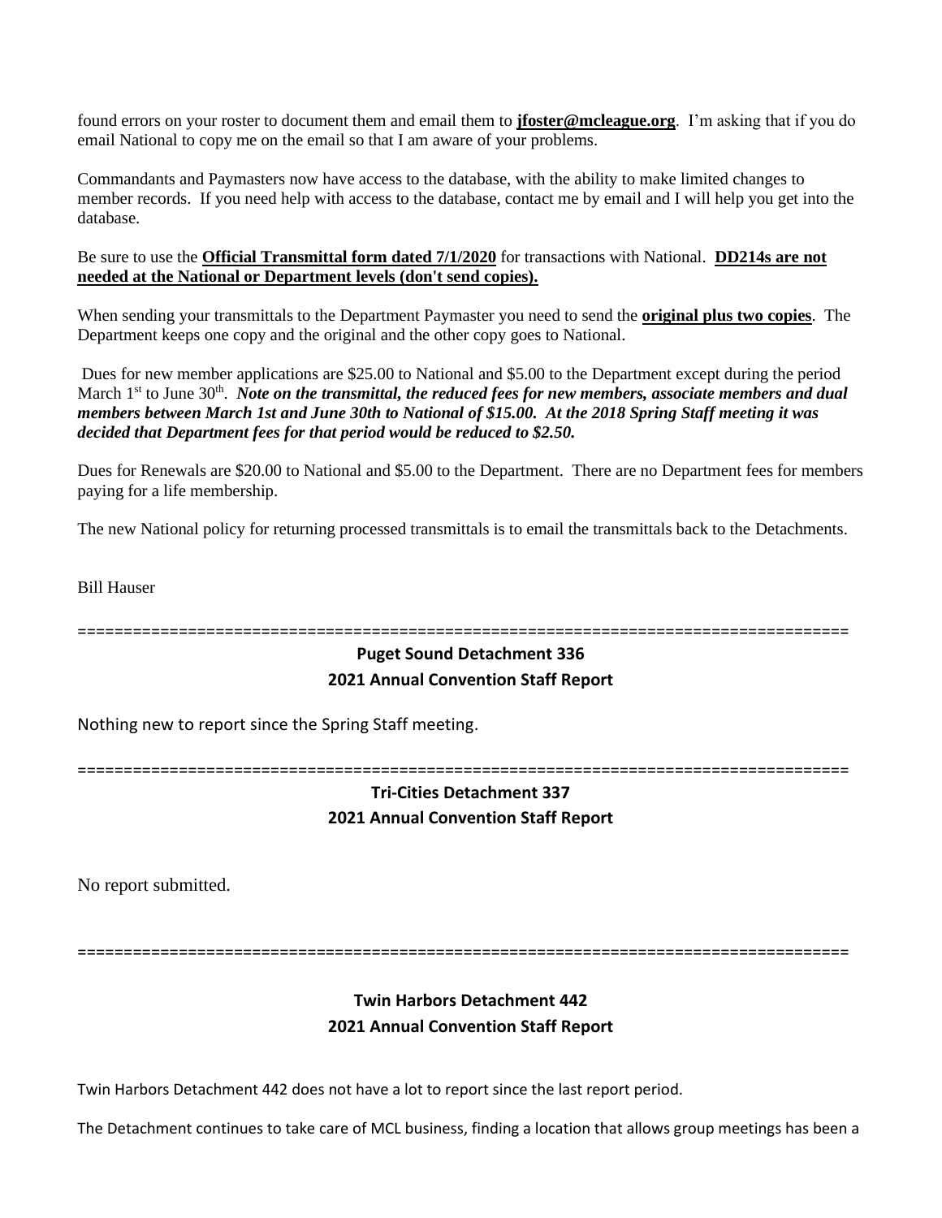found errors on your roster to document them and email them to **jfoster@mcleague.org**. I'm asking that if you do email National to copy me on the email so that I am aware of your problems.

Commandants and Paymasters now have access to the database, with the ability to make limited changes to member records. If you need help with access to the database, contact me by email and I will help you get into the database.

Be sure to use the **Official Transmittal form dated 7/1/2020** for transactions with National. **DD214s are not needed at the National or Department levels (don't send copies).**

When sending your transmittals to the Department Paymaster you need to send the **original plus two copies**. The Department keeps one copy and the original and the other copy goes to National.

Dues for new member applications are $25.00 to National and $5.00 to the Department except during the period March 1st to June 30th. ***Note on the transmittal, the reduced fees for new members, associate members and dual members between March 1st and June 30th to National of $15.00. At the 2018 Spring Staff meeting it was decided that Department fees for that period would be reduced to $2.50.***

Dues for Renewals are $20.00 to National and $5.00 to the Department. There are no Department fees for members paying for a life membership.

The new National policy for returning processed transmittals is to email the transmittals back to the Detachments.

Bill Hauser

====================================================================================

**Puget Sound Detachment 336**

**2021 Annual Convention Staff Report**

Nothing new to report since the Spring Staff meeting.

====================================================================================

**Tri-Cities Detachment 337**

**2021 Annual Convention Staff Report**

No report submitted.

====================================================================================

**Twin Harbors Detachment 442**

**2021 Annual Convention Staff Report**

Twin Harbors Detachment 442 does not have a lot to report since the last report period.

The Detachment continues to take care of MCL business, finding a location that allows group meetings has been a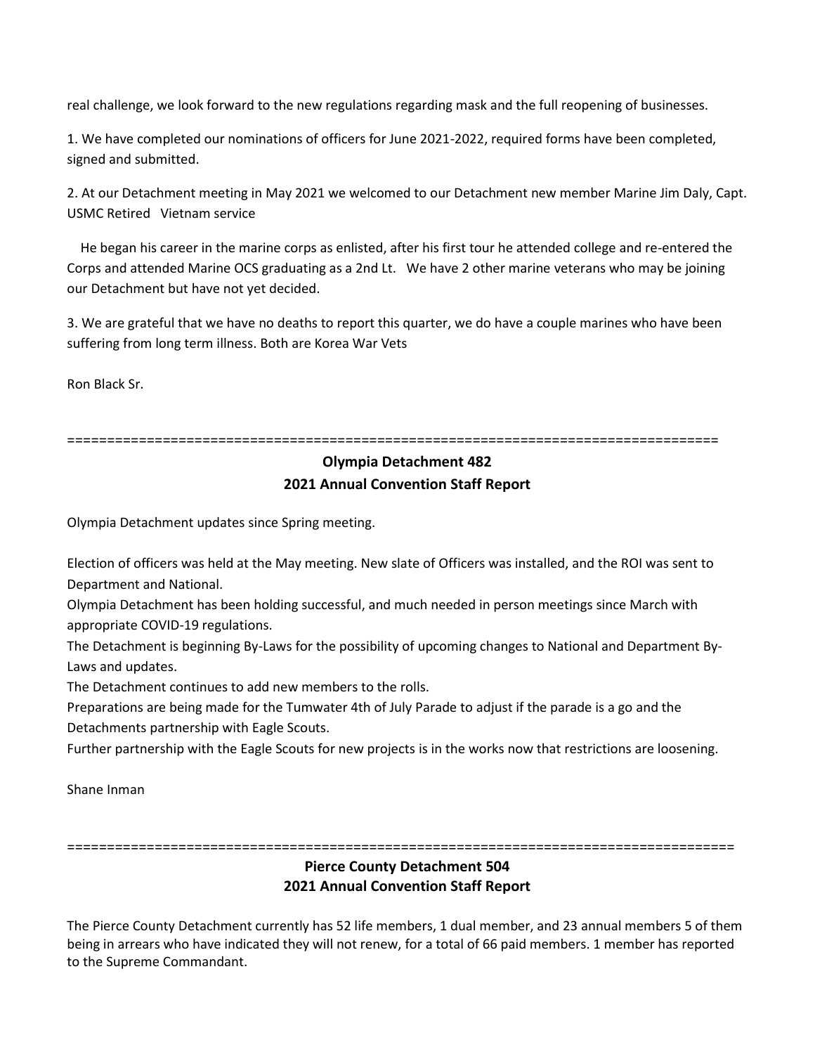real challenge, we look forward to the new regulations regarding mask and the full reopening of businesses.

1. We have completed our nominations of officers for June 2021-2022, required forms have been completed, signed and submitted.

2. At our Detachment meeting in May 2021 we welcomed to our Detachment new member Marine Jim Daly, Capt. USMC Retired Vietnam service

He began his career in the marine corps as enlisted, after his first tour he attended college and re-entered the Corps and attended Marine OCS graduating as a 2nd Lt. We have 2 other marine veterans who may be joining our Detachment but have not yet decided.

3. We are grateful that we have no deaths to report this quarter, we do have a couple marines who have been suffering from long term illness. Both are Korea War Vets

Ron Black Sr.

==================================================================================

**Olympia Detachment 482**
**2021 Annual Convention Staff Report**

Olympia Detachment updates since Spring meeting.

Election of officers was held at the May meeting. New slate of Officers was installed, and the ROI was sent to Department and National.
Olympia Detachment has been holding successful, and much needed in person meetings since March with appropriate COVID-19 regulations.
The Detachment is beginning By-Laws for the possibility of upcoming changes to National and Department By-Laws and updates.
The Detachment continues to add new members to the rolls.
Preparations are being made for the Tumwater 4th of July Parade to adjust if the parade is a go and the Detachments partnership with Eagle Scouts.
Further partnership with the Eagle Scouts for new projects is in the works now that restrictions are loosening.

Shane Inman

==================================================================================

**Pierce County Detachment 504**
**2021 Annual Convention Staff Report**

The Pierce County Detachment currently has 52 life members, 1 dual member, and 23 annual members 5 of them being in arrears who have indicated they will not renew, for a total of 66 paid members. 1 member has reported to the Supreme Commandant.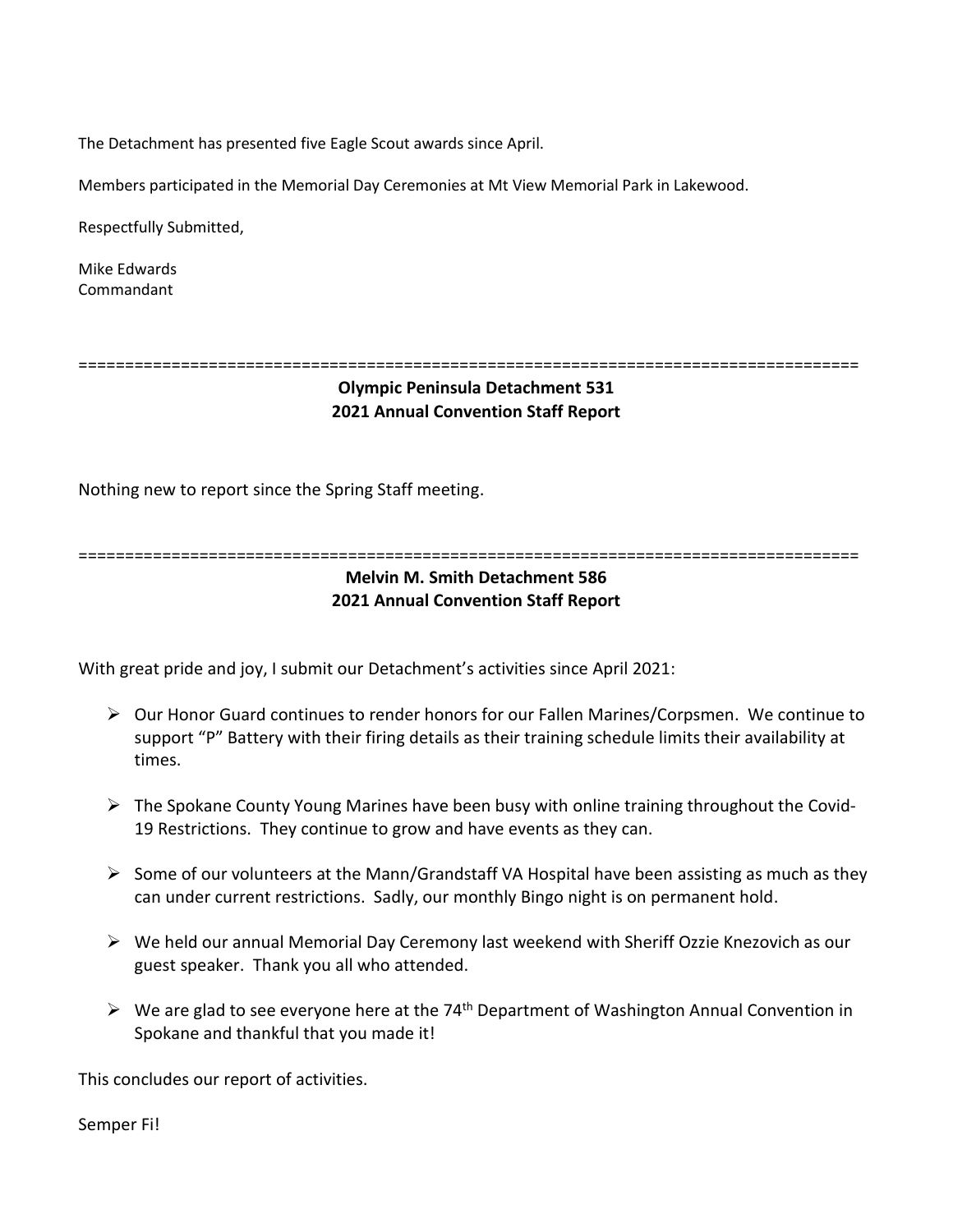The Detachment has presented five Eagle Scout awards since April.

Members participated in the Memorial Day Ceremonies at Mt View Memorial Park in Lakewood.

Respectfully Submitted,

Mike Edwards
Commandant

==================================================================================

**Olympic Peninsula Detachment 531**
**2021 Annual Convention Staff Report**

Nothing new to report since the Spring Staff meeting.

==================================================================================

**Melvin M. Smith Detachment 586**
**2021 Annual Convention Staff Report**

With great pride and joy, I submit our Detachment's activities since April 2021:

- Our Honor Guard continues to render honors for our Fallen Marines/Corpsmen. We continue to support "P" Battery with their firing details as their training schedule limits their availability at times.
- The Spokane County Young Marines have been busy with online training throughout the Covid-19 Restrictions. They continue to grow and have events as they can.
- Some of our volunteers at the Mann/Grandstaff VA Hospital have been assisting as much as they can under current restrictions. Sadly, our monthly Bingo night is on permanent hold.
- We held our annual Memorial Day Ceremony last weekend with Sheriff Ozzie Knezovich as our guest speaker. Thank you all who attended.
- We are glad to see everyone here at the 74th Department of Washington Annual Convention in Spokane and thankful that you made it!

This concludes our report of activities.

Semper Fi!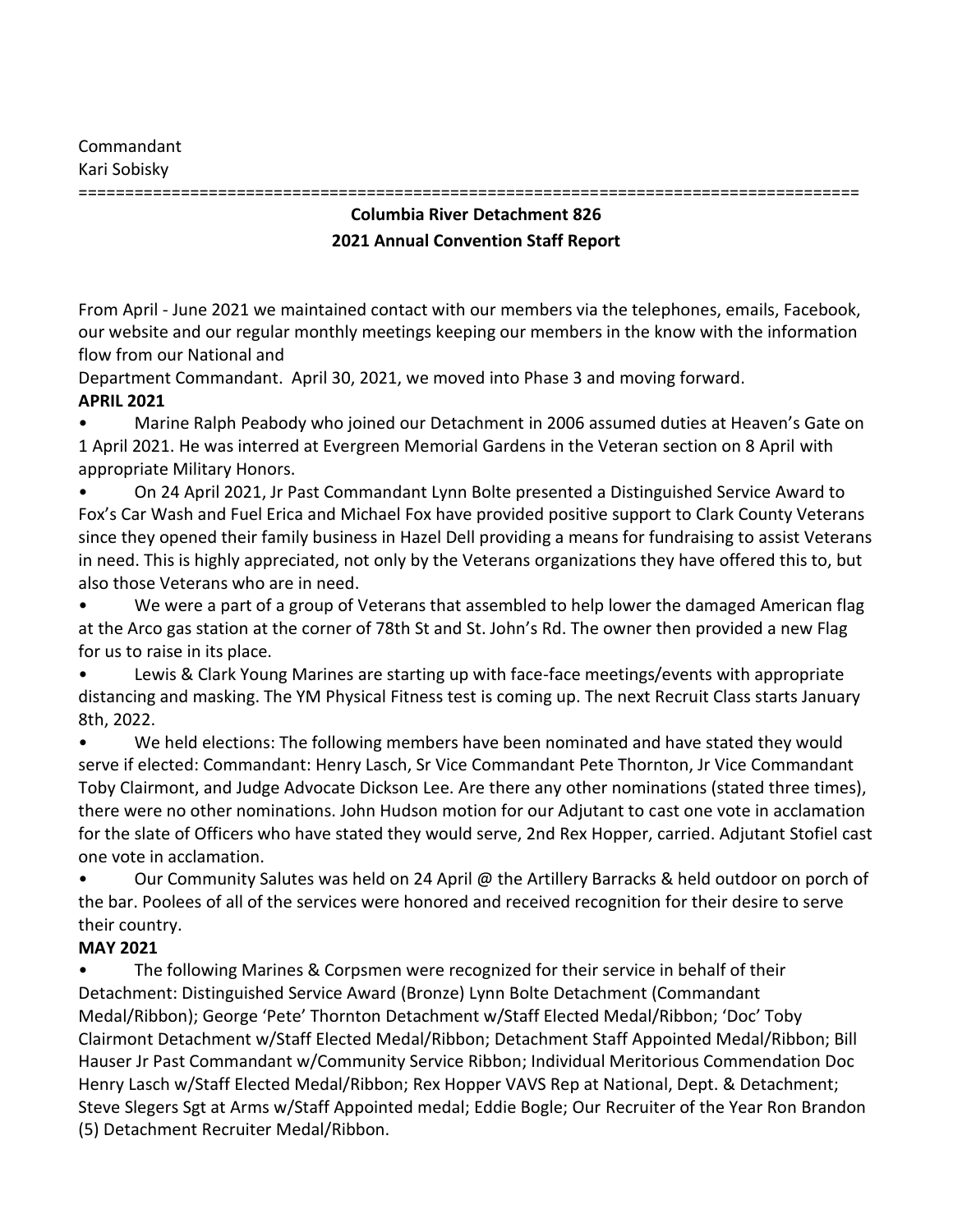Commandant
Kari Sobisky

=================================================================================

**Columbia River Detachment 826**

**2021 Annual Convention Staff Report**

From April - June 2021 we maintained contact with our members via the telephones, emails, Facebook, our website and our regular monthly meetings keeping our members in the know with the information flow from our National and
Department Commandant. April 30, 2021, we moved into Phase 3 and moving forward.

**APRIL 2021**

- Marine Ralph Peabody who joined our Detachment in 2006 assumed duties at Heaven's Gate on 1 April 2021. He was interred at Evergreen Memorial Gardens in the Veteran section on 8 April with appropriate Military Honors.
- On 24 April 2021, Jr Past Commandant Lynn Bolte presented a Distinguished Service Award to Fox's Car Wash and Fuel Erica and Michael Fox have provided positive support to Clark County Veterans since they opened their family business in Hazel Dell providing a means for fundraising to assist Veterans in need. This is highly appreciated, not only by the Veterans organizations they have offered this to, but also those Veterans who are in need.
- We were a part of a group of Veterans that assembled to help lower the damaged American flag at the Arco gas station at the corner of 78th St and St. John's Rd. The owner then provided a new Flag for us to raise in its place.
- Lewis & Clark Young Marines are starting up with face-face meetings/events with appropriate distancing and masking. The YM Physical Fitness test is coming up. The next Recruit Class starts January 8th, 2022.
- We held elections: The following members have been nominated and have stated they would serve if elected: Commandant: Henry Lasch, Sr Vice Commandant Pete Thornton, Jr Vice Commandant Toby Clairmont, and Judge Advocate Dickson Lee. Are there any other nominations (stated three times), there were no other nominations. John Hudson motion for our Adjutant to cast one vote in acclamation for the slate of Officers who have stated they would serve, 2nd Rex Hopper, carried. Adjutant Stofiel cast one vote in acclamation.
- Our Community Salutes was held on 24 April @ the Artillery Barracks & held outdoor on porch of the bar. Poolees of all of the services were honored and received recognition for their desire to serve their country.

**MAY 2021**

- The following Marines & Corpsmen were recognized for their service in behalf of their Detachment: Distinguished Service Award (Bronze) Lynn Bolte Detachment (Commandant Medal/Ribbon); George 'Pete' Thornton Detachment w/Staff Elected Medal/Ribbon; 'Doc' Toby Clairmont Detachment w/Staff Elected Medal/Ribbon; Detachment Staff Appointed Medal/Ribbon; Bill Hauser Jr Past Commandant w/Community Service Ribbon; Individual Meritorious Commendation Doc Henry Lasch w/Staff Elected Medal/Ribbon; Rex Hopper VAVS Rep at National, Dept. & Detachment; Steve Slegers Sgt at Arms w/Staff Appointed medal; Eddie Bogle; Our Recruiter of the Year Ron Brandon (5) Detachment Recruiter Medal/Ribbon.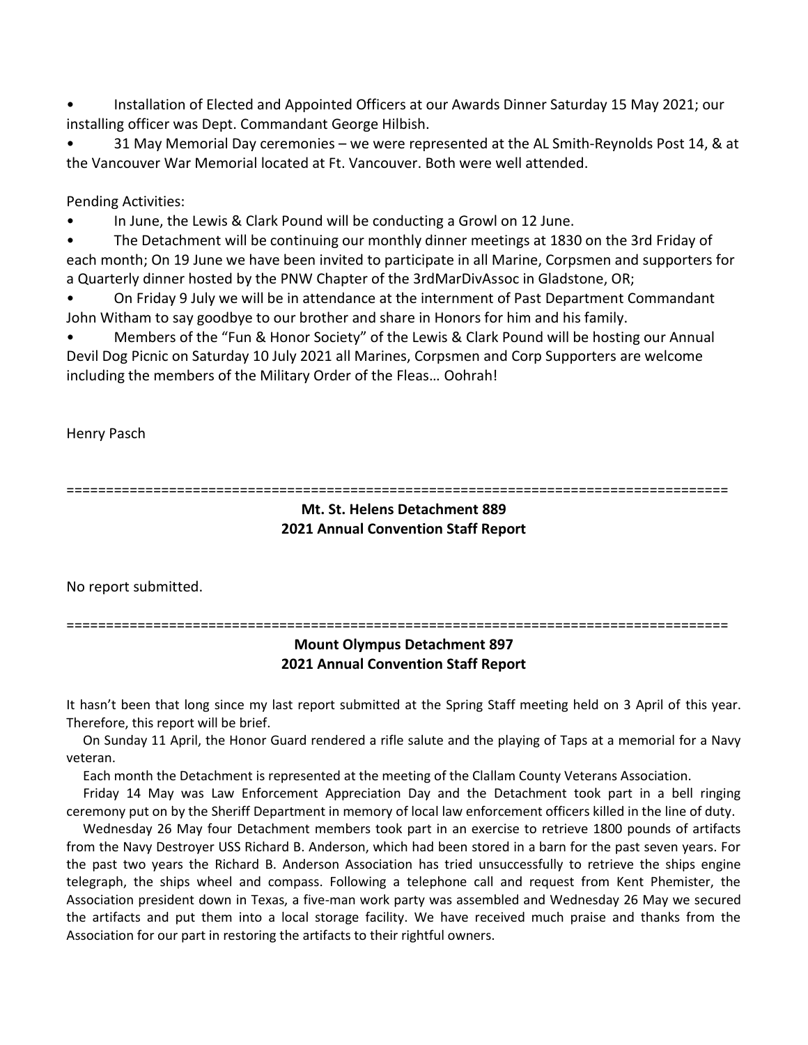- Installation of Elected and Appointed Officers at our Awards Dinner Saturday 15 May 2021; our installing officer was Dept. Commandant George Hilbish.
- 31 May Memorial Day ceremonies – we were represented at the AL Smith-Reynolds Post 14, & at the Vancouver War Memorial located at Ft. Vancouver. Both were well attended.

Pending Activities:

- In June, the Lewis & Clark Pound will be conducting a Growl on 12 June.
- The Detachment will be continuing our monthly dinner meetings at 1830 on the 3rd Friday of each month; On 19 June we have been invited to participate in all Marine, Corpsmen and supporters for a Quarterly dinner hosted by the PNW Chapter of the 3rdMarDivAssoc in Gladstone, OR;
- On Friday 9 July we will be in attendance at the internment of Past Department Commandant John Witham to say goodbye to our brother and share in Honors for him and his family.
- Members of the "Fun & Honor Society" of the Lewis & Clark Pound will be hosting our Annual Devil Dog Picnic on Saturday 10 July 2021 all Marines, Corpsmen and Corp Supporters are welcome including the members of the Military Order of the Fleas… Oohrah!

Henry Pasch

====================================================================================

**Mt. St. Helens Detachment 889**
**2021 Annual Convention Staff Report**

No report submitted.

====================================================================================

**Mount Olympus Detachment 897**
**2021 Annual Convention Staff Report**

It hasn't been that long since my last report submitted at the Spring Staff meeting held on 3 April of this year. Therefore, this report will be brief.

On Sunday 11 April, the Honor Guard rendered a rifle salute and the playing of Taps at a memorial for a Navy veteran.

Each month the Detachment is represented at the meeting of the Clallam County Veterans Association.

Friday 14 May was Law Enforcement Appreciation Day and the Detachment took part in a bell ringing ceremony put on by the Sheriff Department in memory of local law enforcement officers killed in the line of duty.

Wednesday 26 May four Detachment members took part in an exercise to retrieve 1800 pounds of artifacts from the Navy Destroyer USS Richard B. Anderson, which had been stored in a barn for the past seven years. For the past two years the Richard B. Anderson Association has tried unsuccessfully to retrieve the ships engine telegraph, the ships wheel and compass. Following a telephone call and request from Kent Phemister, the Association president down in Texas, a five-man work party was assembled and Wednesday 26 May we secured the artifacts and put them into a local storage facility. We have received much praise and thanks from the Association for our part in restoring the artifacts to their rightful owners.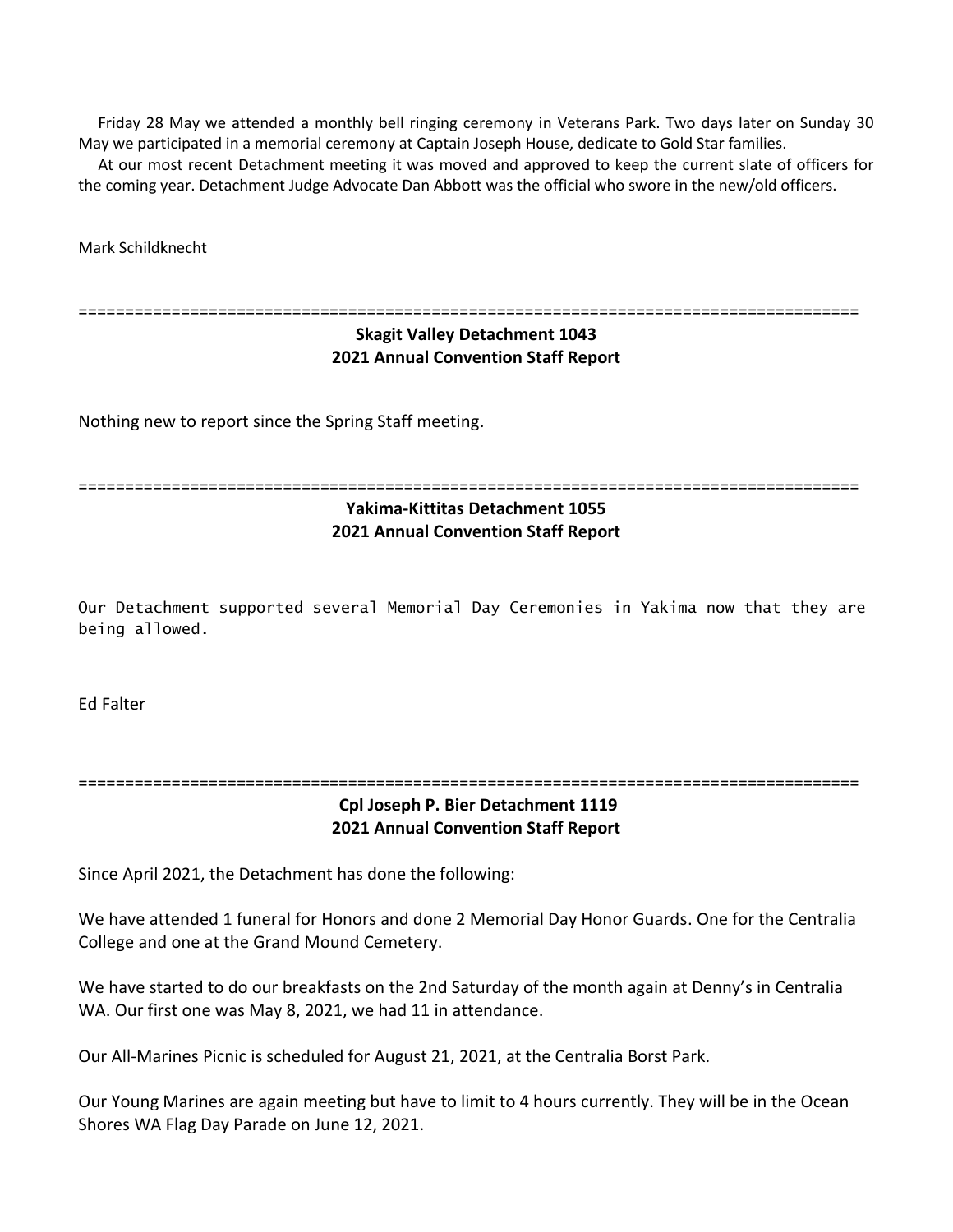Friday 28 May we attended a monthly bell ringing ceremony in Veterans Park. Two days later on Sunday 30 May we participated in a memorial ceremony at Captain Joseph House, dedicate to Gold Star families.

At our most recent Detachment meeting it was moved and approved to keep the current slate of officers for the coming year. Detachment Judge Advocate Dan Abbott was the official who swore in the new/old officers.

Mark Schildknecht

=====================================================================================

**Skagit Valley Detachment 1043**
**2021 Annual Convention Staff Report**

Nothing new to report since the Spring Staff meeting.

=====================================================================================

**Yakima-Kittitas Detachment 1055**
**2021 Annual Convention Staff Report**

Our Detachment supported several Memorial Day Ceremonies in Yakima now that they are being allowed.

Ed Falter

=====================================================================================

**Cpl Joseph P. Bier Detachment 1119**
**2021 Annual Convention Staff Report**

Since April 2021, the Detachment has done the following:

We have attended 1 funeral for Honors and done 2 Memorial Day Honor Guards. One for the Centralia College and one at the Grand Mound Cemetery.

We have started to do our breakfasts on the 2nd Saturday of the month again at Denny's in Centralia WA. Our first one was May 8, 2021, we had 11 in attendance.

Our All-Marines Picnic is scheduled for August 21, 2021, at the Centralia Borst Park.

Our Young Marines are again meeting but have to limit to 4 hours currently. They will be in the Ocean Shores WA Flag Day Parade on June 12, 2021.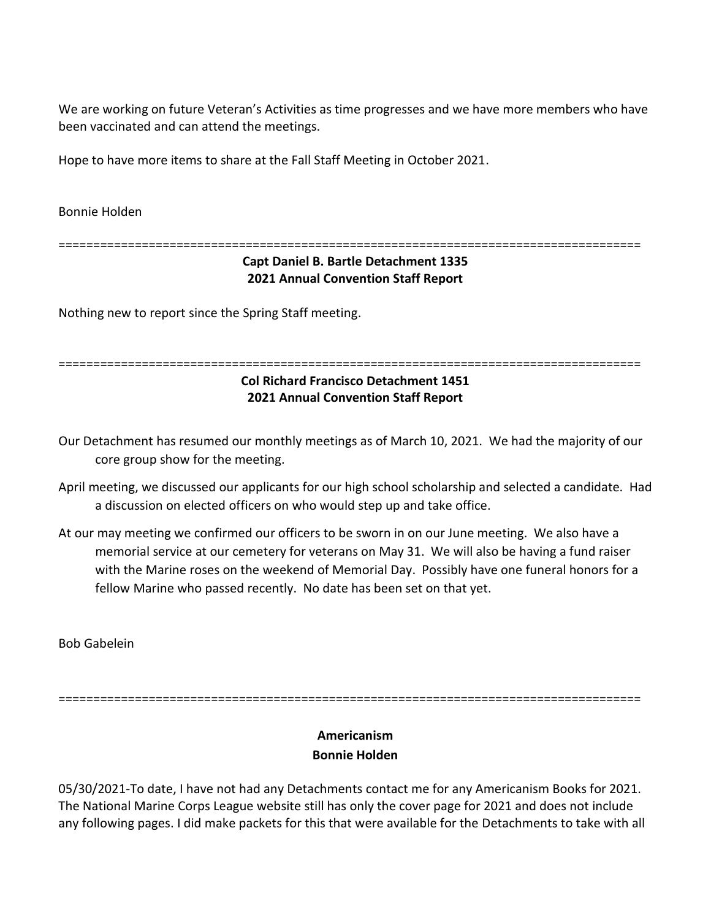We are working on future Veteran's Activities as time progresses and we have more members who have been vaccinated and can attend the meetings.

Hope to have more items to share at the Fall Staff Meeting in October 2021.

Bonnie Holden

=====================================================================================

**Capt Daniel B. Bartle Detachment 1335**
**2021 Annual Convention Staff Report**

Nothing new to report since the Spring Staff meeting.

=====================================================================================

**Col Richard Francisco Detachment 1451**
**2021 Annual Convention Staff Report**

Our Detachment has resumed our monthly meetings as of March 10, 2021. We had the majority of our core group show for the meeting.

April meeting, we discussed our applicants for our high school scholarship and selected a candidate. Had a discussion on elected officers on who would step up and take office.

At our may meeting we confirmed our officers to be sworn in on our June meeting. We also have a memorial service at our cemetery for veterans on May 31. We will also be having a fund raiser with the Marine roses on the weekend of Memorial Day. Possibly have one funeral honors for a fellow Marine who passed recently. No date has been set on that yet.

Bob Gabelein

=====================================================================================

**Americanism**
**Bonnie Holden**

05/30/2021-To date, I have not had any Detachments contact me for any Americanism Books for 2021. The National Marine Corps League website still has only the cover page for 2021 and does not include any following pages. I did make packets for this that were available for the Detachments to take with all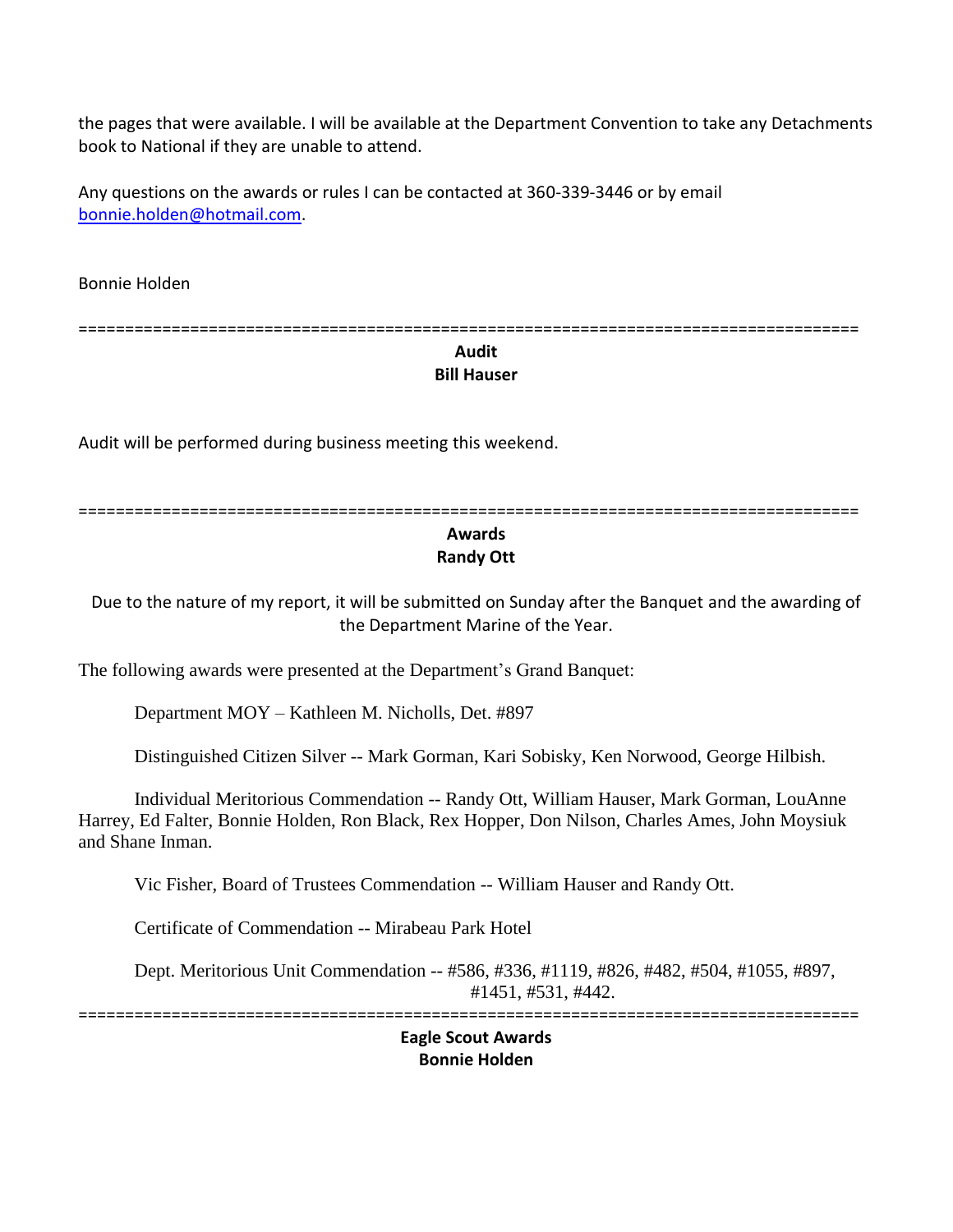the pages that were available. I will be available at the Department Convention to take any Detachments book to National if they are unable to attend.

Any questions on the awards or rules I can be contacted at 360-339-3446 or by email [bonnie.holden@hotmail.com](mailto:bonnie.holden@hotmail.com).

Bonnie Holden

==================================================================================

**Audit**
**Bill Hauser**

Audit will be performed during business meeting this weekend.

==================================================================================

**Awards**
**Randy Ott**

Due to the nature of my report, it will be submitted on Sunday after the Banquet and the awarding of the Department Marine of the Year.

The following awards were presented at the Department's Grand Banquet:

Department MOY – Kathleen M. Nicholls, Det. #897

Distinguished Citizen Silver -- Mark Gorman, Kari Sobisky, Ken Norwood, George Hilbish.

Individual Meritorious Commendation -- Randy Ott, William Hauser, Mark Gorman, LouAnne Harrey, Ed Falter, Bonnie Holden, Ron Black, Rex Hopper, Don Nilson, Charles Ames, John Moysiuk and Shane Inman.

Vic Fisher, Board of Trustees Commendation -- William Hauser and Randy Ott.

Certificate of Commendation -- Mirabeau Park Hotel

Dept. Meritorious Unit Commendation -- #586, #336, #1119, #826, #482, #504, #1055, #897, #1451, #531, #442.

==================================================================================

**Eagle Scout Awards**
**Bonnie Holden**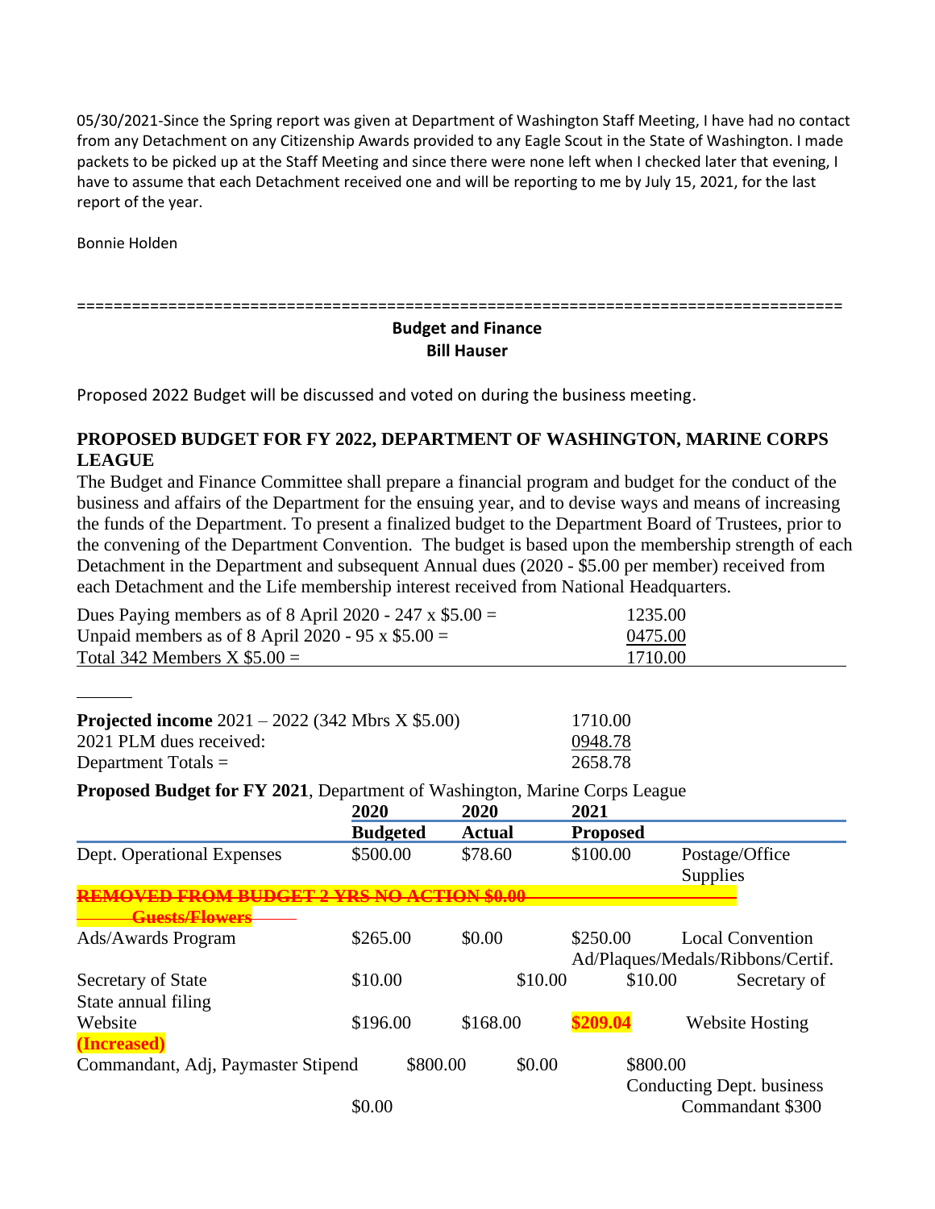05/30/2021-Since the Spring report was given at Department of Washington Staff Meeting, I have had no contact from any Detachment on any Citizenship Awards provided to any Eagle Scout in the State of Washington. I made packets to be picked up at the Staff Meeting and since there were none left when I checked later that evening, I have to assume that each Detachment received one and will be reporting to me by July 15, 2021, for the last report of the year.

Bonnie Holden

=====================================================================================

**Budget and Finance**
**Bill Hauser**

Proposed 2022 Budget will be discussed and voted on during the business meeting.

## PROPOSED BUDGET FOR FY 2022, DEPARTMENT OF WASHINGTON, MARINE CORPS LEAGUE

The Budget and Finance Committee shall prepare a financial program and budget for the conduct of the business and affairs of the Department for the ensuing year, and to devise ways and means of increasing the funds of the Department. To present a finalized budget to the Department Board of Trustees, prior to the convening of the Department Convention. The budget is based upon the membership strength of each Detachment in the Department and subsequent Annual dues (2020 - $5.00 per member) received from each Detachment and the Life membership interest received from National Headquarters.

| | |
|---|---|
| Dues Paying members as of 8 April 2020 - 247 x $5.00 = | 1235.00 |
| Unpaid members as of 8 April 2020 - 95 x $5.00 = | 0475.00 |
| Total 342 Members X $5.00 = | 1710.00 |

| | |
|---|---|
| **Projected income** 2021 – 2022 (342 Mbrs X $5.00) | 1710.00 |
| 2021 PLM dues received: | 0948.78 |
| Department Totals = | 2658.78 |

**Proposed Budget for FY 2021**, Department of Washington, Marine Corps League

| | 2020 Budgeted | 2020 Actual | 2021 Proposed | |
|---|---|---|---|---|
| Dept. Operational Expenses | $500.00 | $78.60 | $100.00 | Postage/Office Supplies |
| ~~REMOVED FROM BUDGET 2 YRS NO ACTION $0.00 Guests/Flowers~~ | | | | |
| Ads/Awards Program | $265.00 | $0.00 | $250.00 | Local Convention Ad/Plaques/Medals/Ribbons/Certif. |
| Secretary of State State annual filing | $10.00 | $10.00 | $10.00 | Secretary of State |
| Website **(Increased)** | $196.00 | $168.00 | **$209.04** | Website Hosting |
| Commandant, Adj, Paymaster Stipend | $800.00 | $0.00 | $800.00 | Conducting Dept. business |
| | $0.00 | | | Commandant $300 |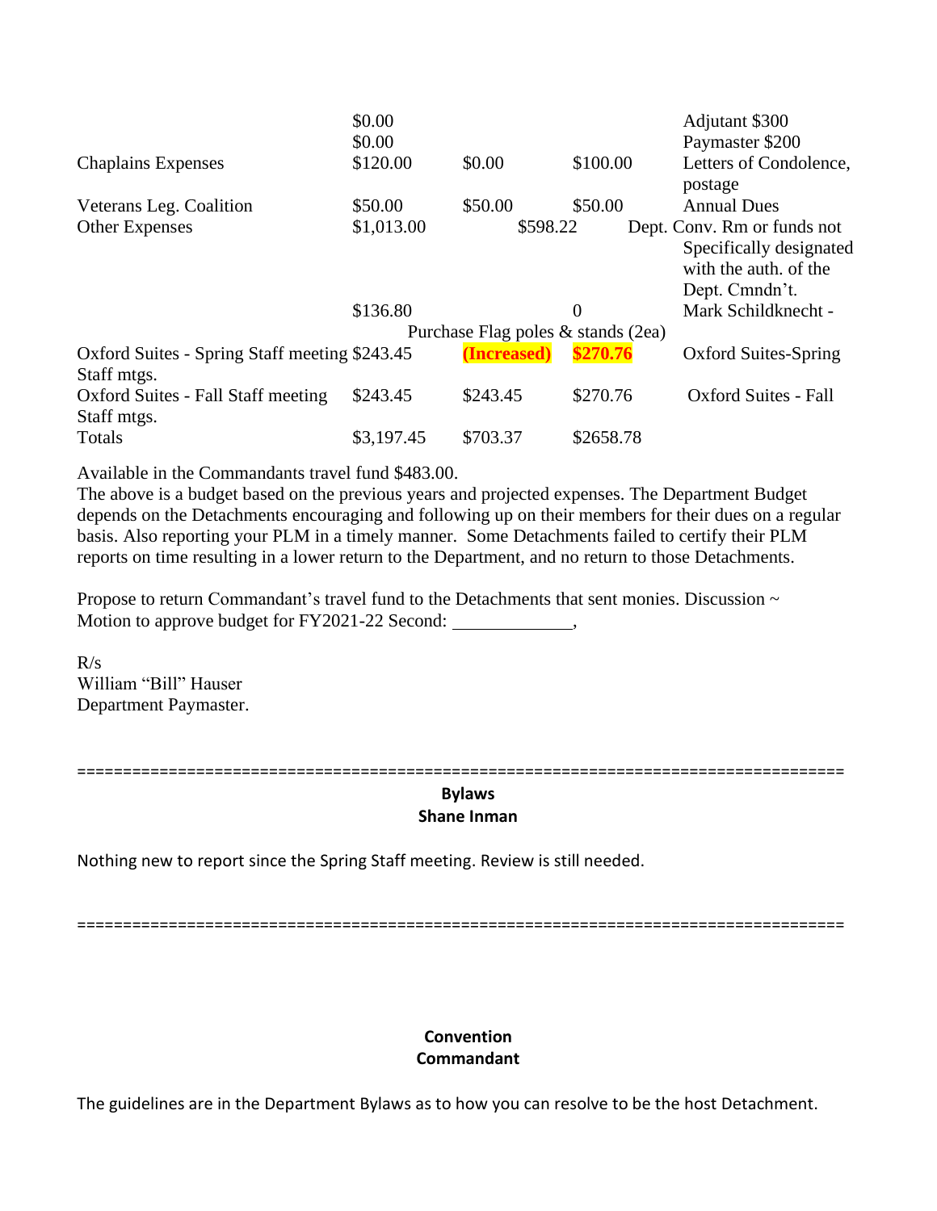| | | | | |
|---|---|---|---|---|
| | $0.00 | | | Adjutant $300 |
| | $0.00 | | | Paymaster $200 |
| Chaplains Expenses | $120.00 | $0.00 | $100.00 | Letters of Condolence, postage |
| Veterans Leg. Coalition | $50.00 | $50.00 | $50.00 | Annual Dues |
| Other Expenses | $1,013.00 | $598.22 | | Dept. Conv. Rm or funds not Specifically designated with the auth. of the Dept. Cmndn't. |
| | $136.80 | | 0 | Mark Schildknecht - |
| | | Purchase Flag poles & stands (2ea) | | |
| Oxford Suites - Spring Staff meeting Staff mtgs. | $243.45 | **(Increased)** | **$270.76** | Oxford Suites-Spring |
| Oxford Suites - Fall Staff meeting Staff mtgs. | $243.45 | $243.45 | $270.76 | Oxford Suites - Fall |
| Totals | $3,197.45 | $703.37 | $2658.78 | |

Available in the Commandants travel fund $483.00.

The above is a budget based on the previous years and projected expenses. The Department Budget depends on the Detachments encouraging and following up on their members for their dues on a regular basis. Also reporting your PLM in a timely manner. Some Detachments failed to certify their PLM reports on time resulting in a lower return to the Department, and no return to those Detachments.

Propose to return Commandant's travel fund to the Detachments that sent monies. Discussion ~ Motion to approve budget for FY2021-22 Second: _____________,

R/s
William "Bill" Hauser
Department Paymaster.

================================================================================

**Bylaws**
**Shane Inman**

Nothing new to report since the Spring Staff meeting. Review is still needed.

================================================================================

**Convention**
**Commandant**

The guidelines are in the Department Bylaws as to how you can resolve to be the host Detachment.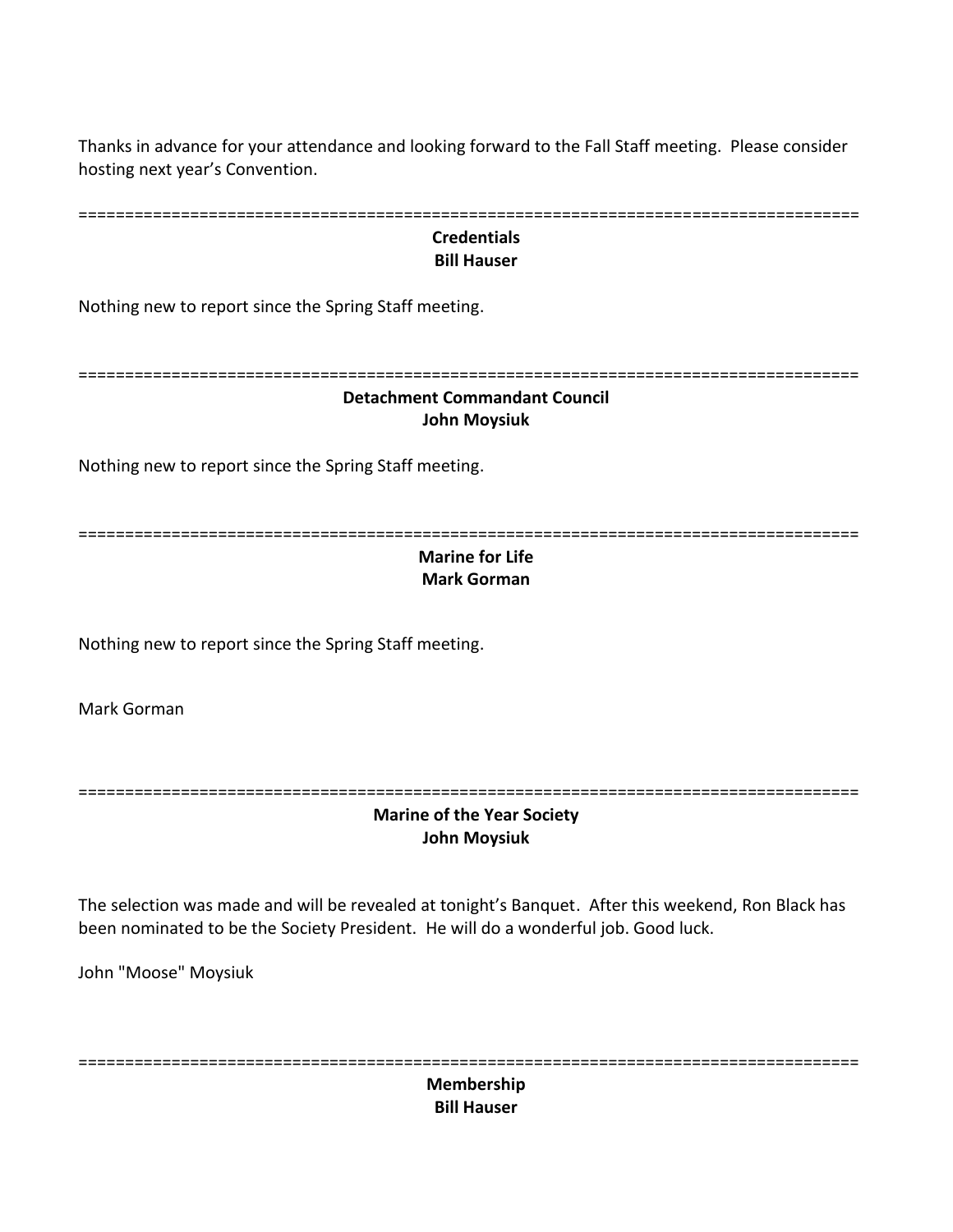Thanks in advance for your attendance and looking forward to the Fall Staff meeting. Please consider hosting next year's Convention.

================================================================================

**Credentials**
**Bill Hauser**

Nothing new to report since the Spring Staff meeting.

================================================================================

**Detachment Commandant Council**
**John Moysiuk**

Nothing new to report since the Spring Staff meeting.

================================================================================

**Marine for Life**
**Mark Gorman**

Nothing new to report since the Spring Staff meeting.

Mark Gorman

================================================================================

**Marine of the Year Society**
**John Moysiuk**

The selection was made and will be revealed at tonight's Banquet. After this weekend, Ron Black has been nominated to be the Society President. He will do a wonderful job. Good luck.

John "Moose" Moysiuk

================================================================================

**Membership**
**Bill Hauser**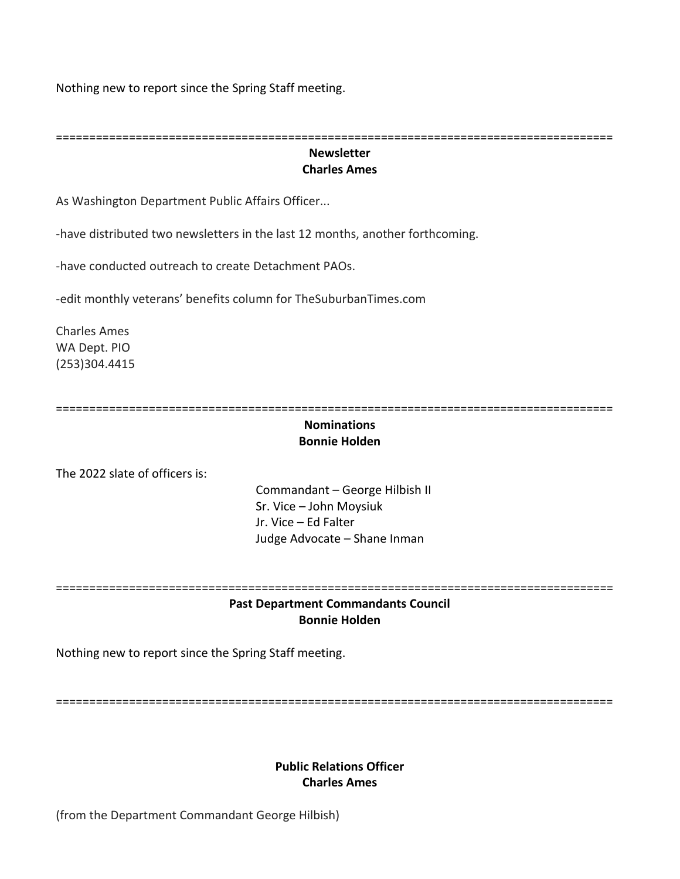Nothing new to report since the Spring Staff meeting.

==================================================================================

**Newsletter**
**Charles Ames**

As Washington Department Public Affairs Officer...

-have distributed two newsletters in the last 12 months, another forthcoming.

-have conducted outreach to create Detachment PAOs.

-edit monthly veterans' benefits column for TheSuburbanTimes.com

Charles Ames
WA Dept. PIO
(253)304.4415

==================================================================================

**Nominations**
**Bonnie Holden**

The 2022 slate of officers is:

Commandant – George Hilbish II
Sr. Vice – John Moysiuk
Jr. Vice – Ed Falter
Judge Advocate – Shane Inman

==================================================================================

**Past Department Commandants Council**
**Bonnie Holden**

Nothing new to report since the Spring Staff meeting.

==================================================================================

**Public Relations Officer**
**Charles Ames**

(from the Department Commandant George Hilbish)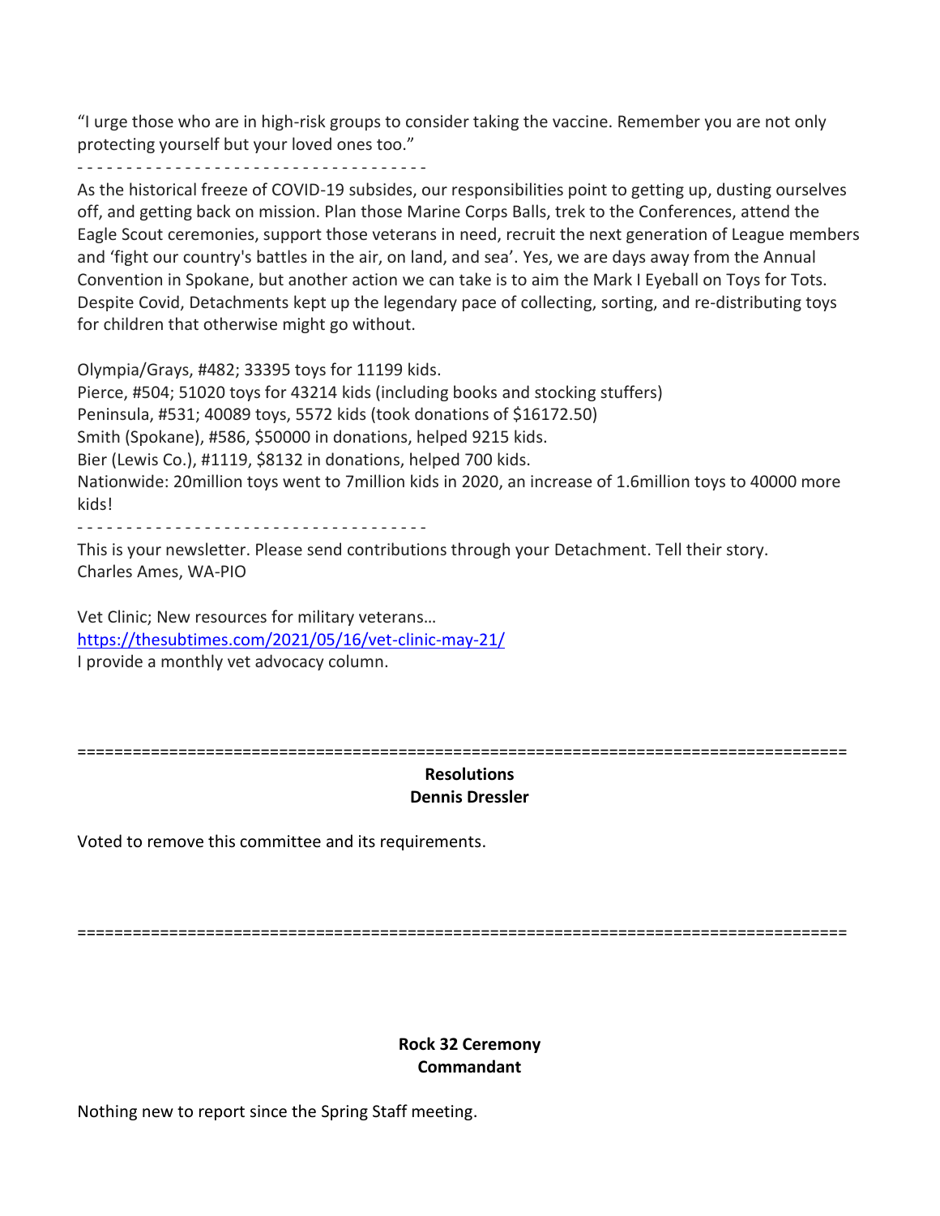"I urge those who are in high-risk groups to consider taking the vaccine. Remember you are not only protecting yourself but your loved ones too."

- - - - - - - - - - - - - - - - - - - - - - - - - - - - - - - - - - - -

As the historical freeze of COVID-19 subsides, our responsibilities point to getting up, dusting ourselves off, and getting back on mission. Plan those Marine Corps Balls, trek to the Conferences, attend the Eagle Scout ceremonies, support those veterans in need, recruit the next generation of League members and 'fight our country's battles in the air, on land, and sea'. Yes, we are days away from the Annual Convention in Spokane, but another action we can take is to aim the Mark I Eyeball on Toys for Tots. Despite Covid, Detachments kept up the legendary pace of collecting, sorting, and re-distributing toys for children that otherwise might go without.

Olympia/Grays, #482; 33395 toys for 11199 kids.
Pierce, #504; 51020 toys for 43214 kids (including books and stocking stuffers)
Peninsula, #531; 40089 toys, 5572 kids (took donations of $16172.50)
Smith (Spokane), #586, $50000 in donations, helped 9215 kids.
Bier (Lewis Co.), #1119, $8132 in donations, helped 700 kids.
Nationwide: 20million toys went to 7million kids in 2020, an increase of 1.6million toys to 40000 more kids!

- - - - - - - - - - - - - - - - - - - - - - - - - - - - - - - - - - - -

This is your newsletter. Please send contributions through your Detachment. Tell their story.
Charles Ames, WA-PIO

Vet Clinic; New resources for military veterans…
https://thesubtimes.com/2021/05/16/vet-clinic-may-21/
I provide a monthly vet advocacy column.

==================================================================================

**Resolutions**
**Dennis Dressler**

Voted to remove this committee and its requirements.

==================================================================================

**Rock 32 Ceremony**
**Commandant**

Nothing new to report since the Spring Staff meeting.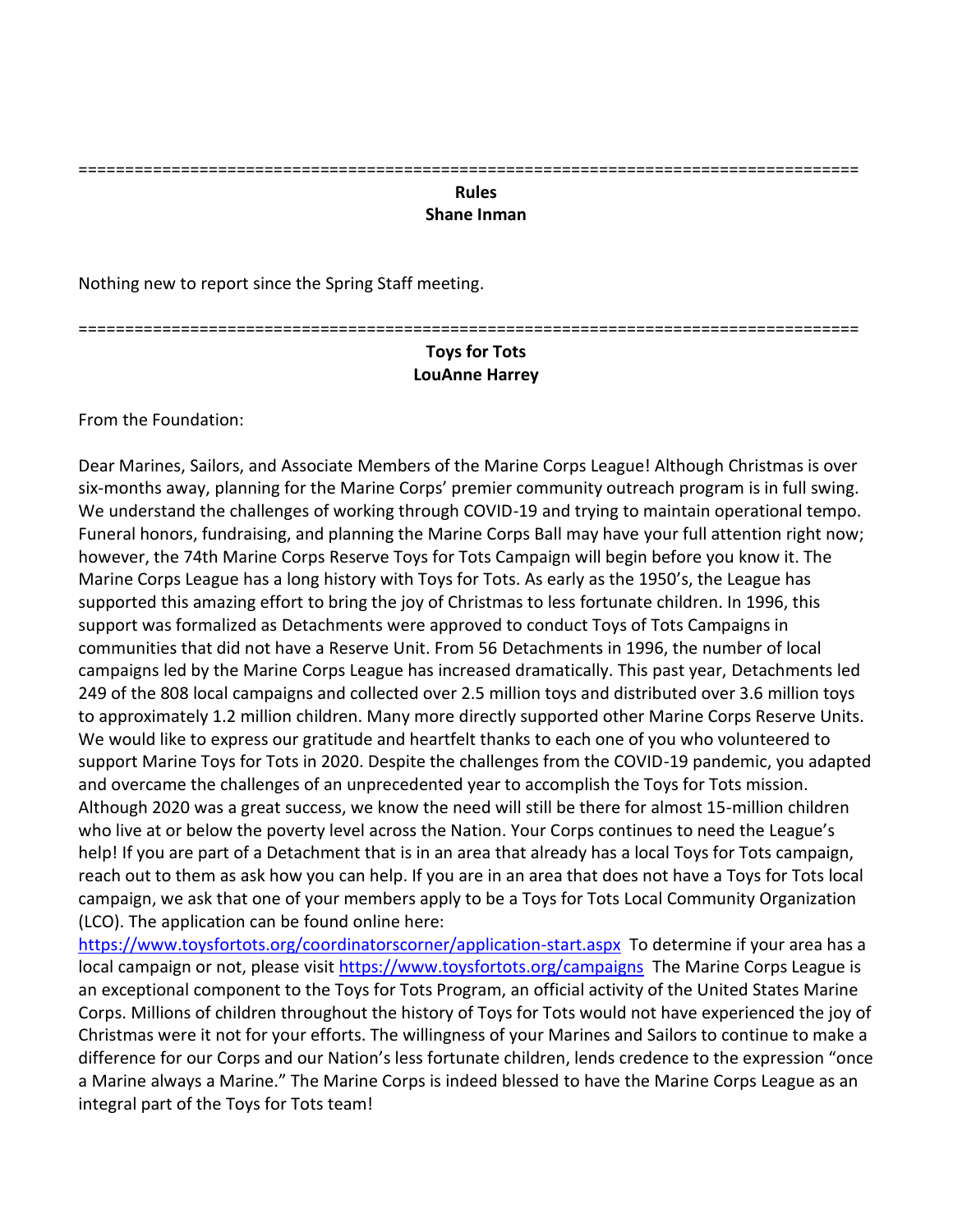====================================================================================

**Rules**
**Shane Inman**

Nothing new to report since the Spring Staff meeting.

====================================================================================

**Toys for Tots**
**LouAnne Harrey**

From the Foundation:

Dear Marines, Sailors, and Associate Members of the Marine Corps League! Although Christmas is over six-months away, planning for the Marine Corps' premier community outreach program is in full swing. We understand the challenges of working through COVID-19 and trying to maintain operational tempo. Funeral honors, fundraising, and planning the Marine Corps Ball may have your full attention right now; however, the 74th Marine Corps Reserve Toys for Tots Campaign will begin before you know it. The Marine Corps League has a long history with Toys for Tots. As early as the 1950's, the League has supported this amazing effort to bring the joy of Christmas to less fortunate children. In 1996, this support was formalized as Detachments were approved to conduct Toys of Tots Campaigns in communities that did not have a Reserve Unit. From 56 Detachments in 1996, the number of local campaigns led by the Marine Corps League has increased dramatically. This past year, Detachments led 249 of the 808 local campaigns and collected over 2.5 million toys and distributed over 3.6 million toys to approximately 1.2 million children. Many more directly supported other Marine Corps Reserve Units. We would like to express our gratitude and heartfelt thanks to each one of you who volunteered to support Marine Toys for Tots in 2020. Despite the challenges from the COVID-19 pandemic, you adapted and overcame the challenges of an unprecedented year to accomplish the Toys for Tots mission. Although 2020 was a great success, we know the need will still be there for almost 15-million children who live at or below the poverty level across the Nation. Your Corps continues to need the League's help! If you are part of a Detachment that is in an area that already has a local Toys for Tots campaign, reach out to them as ask how you can help. If you are in an area that does not have a Toys for Tots local campaign, we ask that one of your members apply to be a Toys for Tots Local Community Organization (LCO). The application can be found online here: https://www.toysfortots.org/coordinatorscorner/application-start.aspx To determine if your area has a local campaign or not, please visit https://www.toysfortots.org/campaigns The Marine Corps League is an exceptional component to the Toys for Tots Program, an official activity of the United States Marine Corps. Millions of children throughout the history of Toys for Tots would not have experienced the joy of Christmas were it not for your efforts. The willingness of your Marines and Sailors to continue to make a difference for our Corps and our Nation's less fortunate children, lends credence to the expression "once a Marine always a Marine." The Marine Corps is indeed blessed to have the Marine Corps League as an integral part of the Toys for Tots team!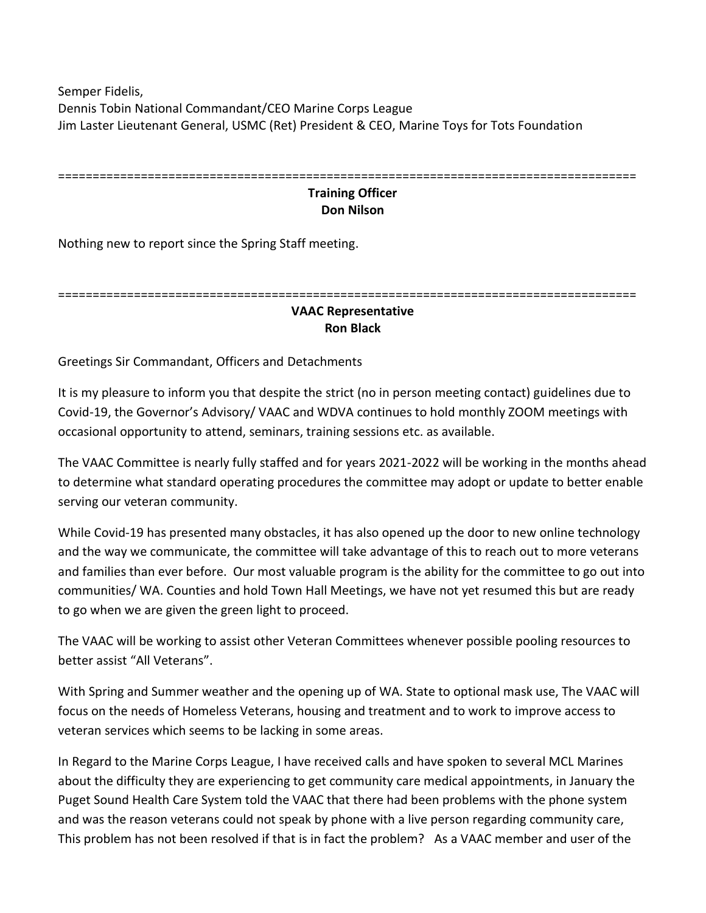Semper Fidelis,
Dennis Tobin National Commandant/CEO Marine Corps League
Jim Laster Lieutenant General, USMC (Ret) President & CEO, Marine Toys for Tots Foundation

==================================================================================

**Training Officer**
**Don Nilson**

Nothing new to report since the Spring Staff meeting.

==================================================================================

**VAAC Representative**
**Ron Black**

Greetings Sir Commandant, Officers and Detachments

It is my pleasure to inform you that despite the strict (no in person meeting contact) guidelines due to Covid-19, the Governor's Advisory/ VAAC and WDVA continues to hold monthly ZOOM meetings with occasional opportunity to attend, seminars, training sessions etc. as available.

The VAAC Committee is nearly fully staffed and for years 2021-2022 will be working in the months ahead to determine what standard operating procedures the committee may adopt or update to better enable serving our veteran community.

While Covid-19 has presented many obstacles, it has also opened up the door to new online technology and the way we communicate, the committee will take advantage of this to reach out to more veterans and families than ever before. Our most valuable program is the ability for the committee to go out into communities/ WA. Counties and hold Town Hall Meetings, we have not yet resumed this but are ready to go when we are given the green light to proceed.

The VAAC will be working to assist other Veteran Committees whenever possible pooling resources to better assist "All Veterans".

With Spring and Summer weather and the opening up of WA. State to optional mask use, The VAAC will focus on the needs of Homeless Veterans, housing and treatment and to work to improve access to veteran services which seems to be lacking in some areas.

In Regard to the Marine Corps League, I have received calls and have spoken to several MCL Marines about the difficulty they are experiencing to get community care medical appointments, in January the Puget Sound Health Care System told the VAAC that there had been problems with the phone system and was the reason veterans could not speak by phone with a live person regarding community care, This problem has not been resolved if that is in fact the problem? As a VAAC member and user of the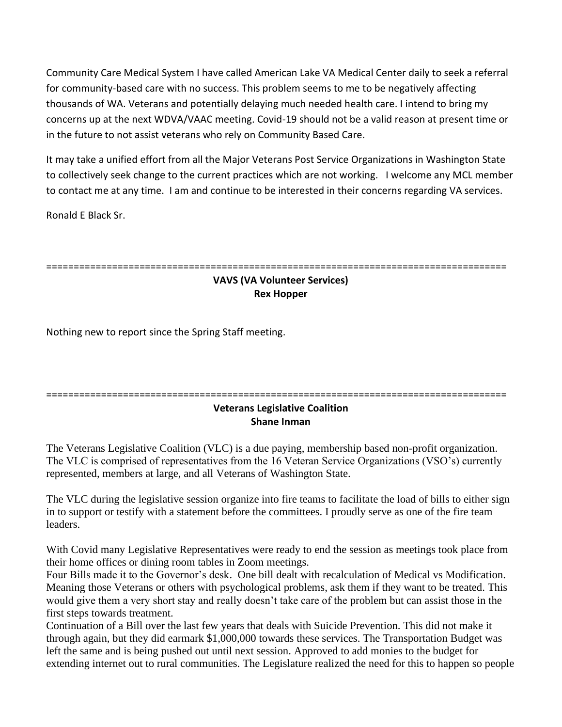Community Care Medical System I have called American Lake VA Medical Center daily to seek a referral for community-based care with no success. This problem seems to me to be negatively affecting thousands of WA. Veterans and potentially delaying much needed health care. I intend to bring my concerns up at the next WDVA/VAAC meeting. Covid-19 should not be a valid reason at present time or in the future to not assist veterans who rely on Community Based Care.

It may take a unified effort from all the Major Veterans Post Service Organizations in Washington State to collectively seek change to the current practices which are not working. I welcome any MCL member to contact me at any time. I am and continue to be interested in their concerns regarding VA services.

Ronald E Black Sr.

---

**VAVS (VA Volunteer Services)**
**Rex Hopper**

Nothing new to report since the Spring Staff meeting.

---

**Veterans Legislative Coalition**
**Shane Inman**

The Veterans Legislative Coalition (VLC) is a due paying, membership based non-profit organization. The VLC is comprised of representatives from the 16 Veteran Service Organizations (VSO's) currently represented, members at large, and all Veterans of Washington State.

The VLC during the legislative session organize into fire teams to facilitate the load of bills to either sign in to support or testify with a statement before the committees. I proudly serve as one of the fire team leaders.

With Covid many Legislative Representatives were ready to end the session as meetings took place from their home offices or dining room tables in Zoom meetings.

Four Bills made it to the Governor's desk. One bill dealt with recalculation of Medical vs Modification. Meaning those Veterans or others with psychological problems, ask them if they want to be treated. This would give them a very short stay and really doesn't take care of the problem but can assist those in the first steps towards treatment.

Continuation of a Bill over the last few years that deals with Suicide Prevention. This did not make it through again, but they did earmark $1,000,000 towards these services. The Transportation Budget was left the same and is being pushed out until next session. Approved to add monies to the budget for extending internet out to rural communities. The Legislature realized the need for this to happen so people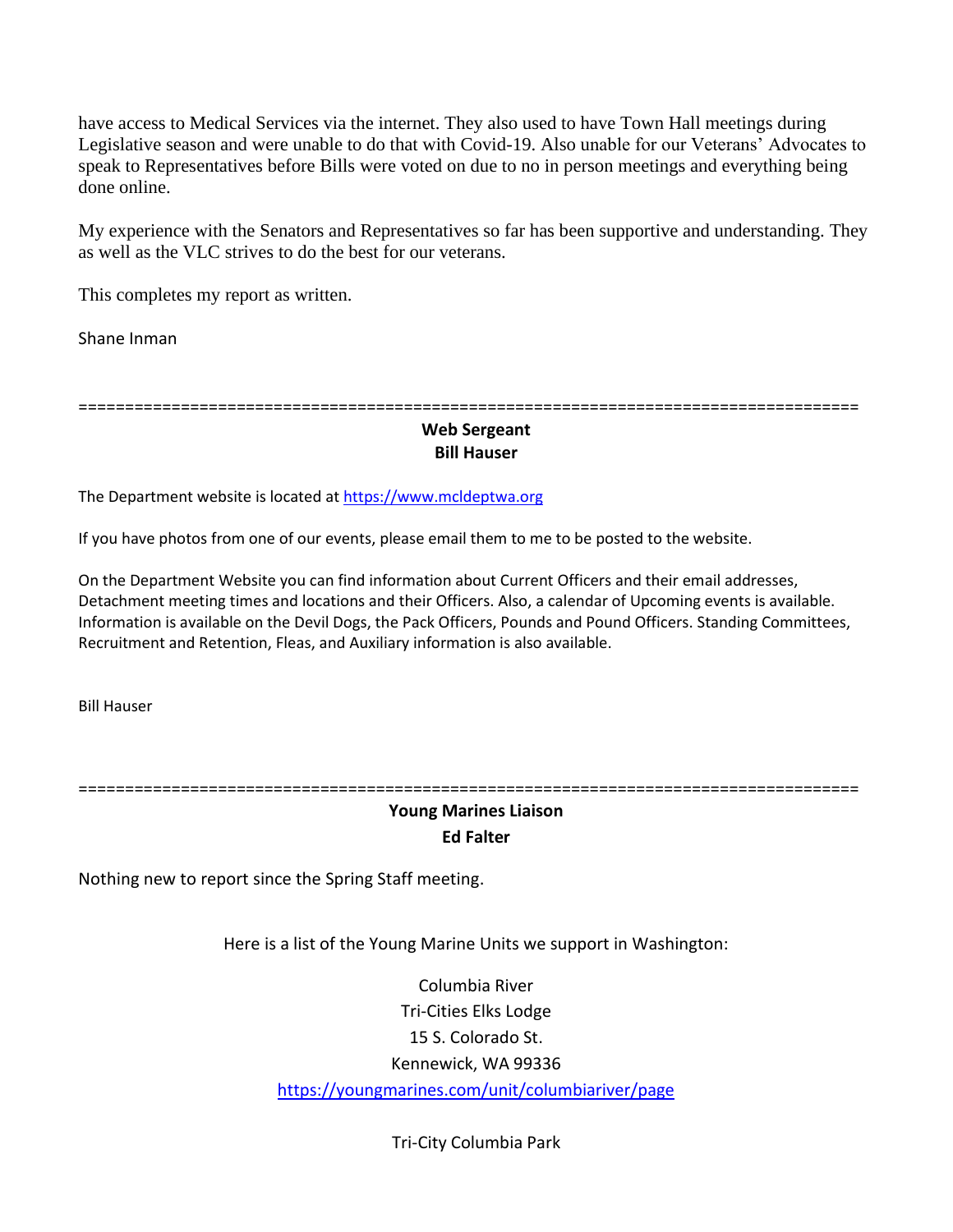have access to Medical Services via the internet. They also used to have Town Hall meetings during Legislative season and were unable to do that with Covid-19. Also unable for our Veterans' Advocates to speak to Representatives before Bills were voted on due to no in person meetings and everything being done online.

My experience with the Senators and Representatives so far has been supportive and understanding. They as well as the VLC strives to do the best for our veterans.

This completes my report as written.

Shane Inman

==================================================================================

**Web Sergeant**
**Bill Hauser**

The Department website is located at https://www.mcldeptwa.org

If you have photos from one of our events, please email them to me to be posted to the website.

On the Department Website you can find information about Current Officers and their email addresses, Detachment meeting times and locations and their Officers. Also, a calendar of Upcoming events is available. Information is available on the Devil Dogs, the Pack Officers, Pounds and Pound Officers. Standing Committees, Recruitment and Retention, Fleas, and Auxiliary information is also available.

Bill Hauser

==================================================================================

**Young Marines Liaison**
**Ed Falter**

Nothing new to report since the Spring Staff meeting.

Here is a list of the Young Marine Units we support in Washington:

Columbia River
Tri-Cities Elks Lodge
15 S. Colorado St.
Kennewick, WA 99336
https://youngmarines.com/unit/columbiariver/page

Tri-City Columbia Park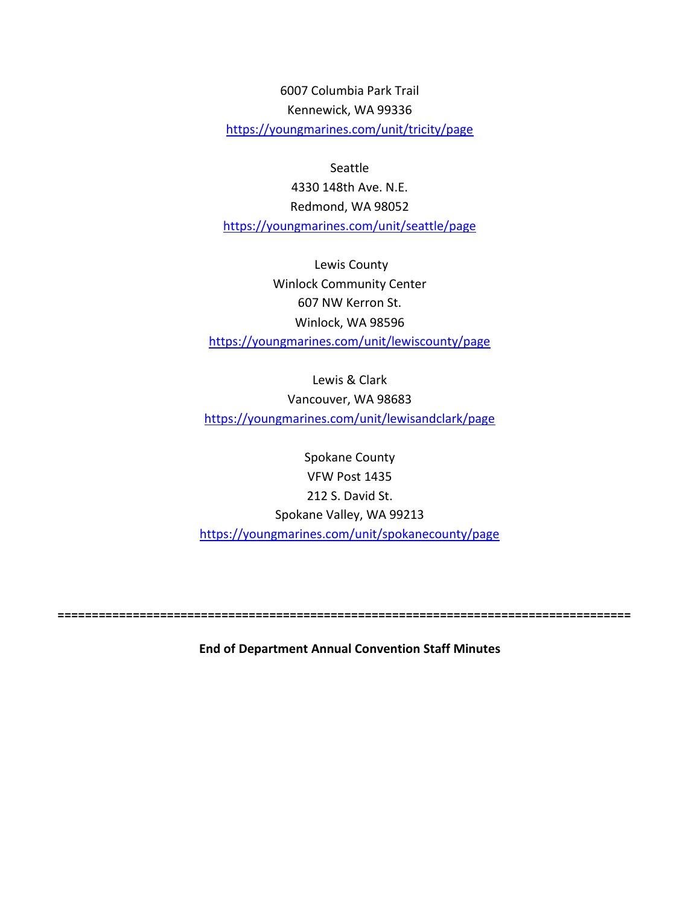6007 Columbia Park Trail
Kennewick, WA 99336
https://youngmarines.com/unit/tricity/page

Seattle
4330 148th Ave. N.E.
Redmond, WA 98052
https://youngmarines.com/unit/seattle/page

Lewis County
Winlock Community Center
607 NW Kerron St.
Winlock, WA 98596
https://youngmarines.com/unit/lewiscounty/page

Lewis & Clark
Vancouver, WA 98683
https://youngmarines.com/unit/lewisandclark/page

Spokane County
VFW Post 1435
212 S. David St.
Spokane Valley, WA 99213
https://youngmarines.com/unit/spokanecounty/page

==================================================================================

**End of Department Annual Convention Staff Minutes**